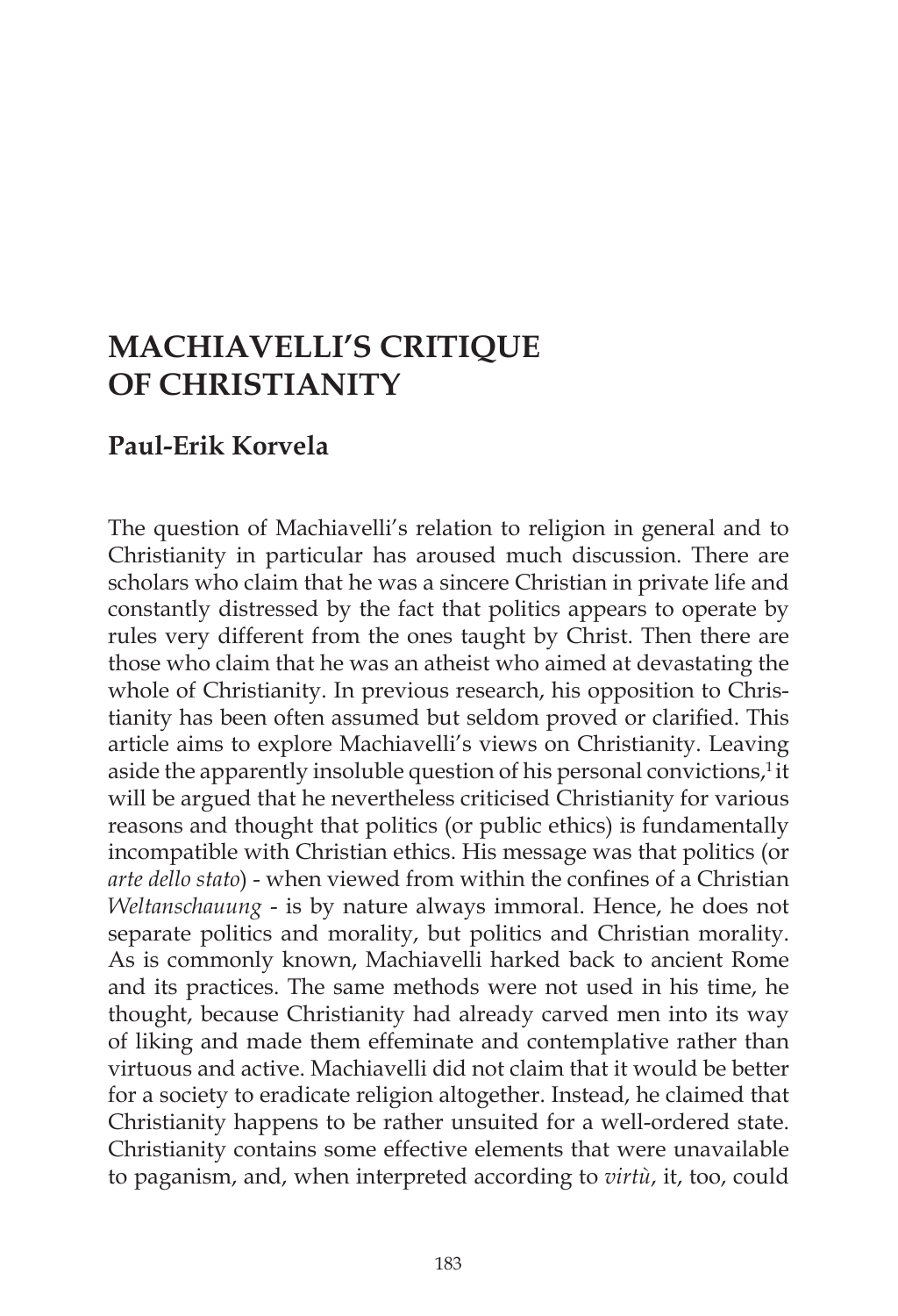# MACHIAVELLI'S CRITIQUE OF CHRISTIANITY

**Paul-Erik Korvela**

The question of Machiavelli's relation to religion in general and to Christianity in particular has aroused much discussion. There are scholars who claim that he was a sincere Christian in private life and constantly distressed by the fact that politics appears to operate by rules very different from the ones taught by Christ. Then there are those who claim that he was an atheist who aimed at devastating the whole of Christianity. In previous research, his opposition to Christianity has been often assumed but seldom proved or clarified. This article aims to explore Machiavelli's views on Christianity. Leaving aside the apparently insoluble question of his personal convictions,[1] it will be argued that he nevertheless criticised Christianity for various reasons and thought that politics (or public ethics) is fundamentally incompatible with Christian ethics. His message was that politics (or *arte dello stato*) - when viewed from within the confines of a Christian *Weltanschauung* - is by nature always immoral. Hence, he does not separate politics and morality, but politics and Christian morality. As is commonly known, Machiavelli harked back to ancient Rome and its practices. The same methods were not used in his time, he thought, because Christianity had already carved men into its way of liking and made them effeminate and contemplative rather than virtuous and active. Machiavelli did not claim that it would be better for a society to eradicate religion altogether. Instead, he claimed that Christianity happens to be rather unsuited for a well-ordered state. Christianity contains some effective elements that were unavailable to paganism, and, when interpreted according to *virtù*, it, too, could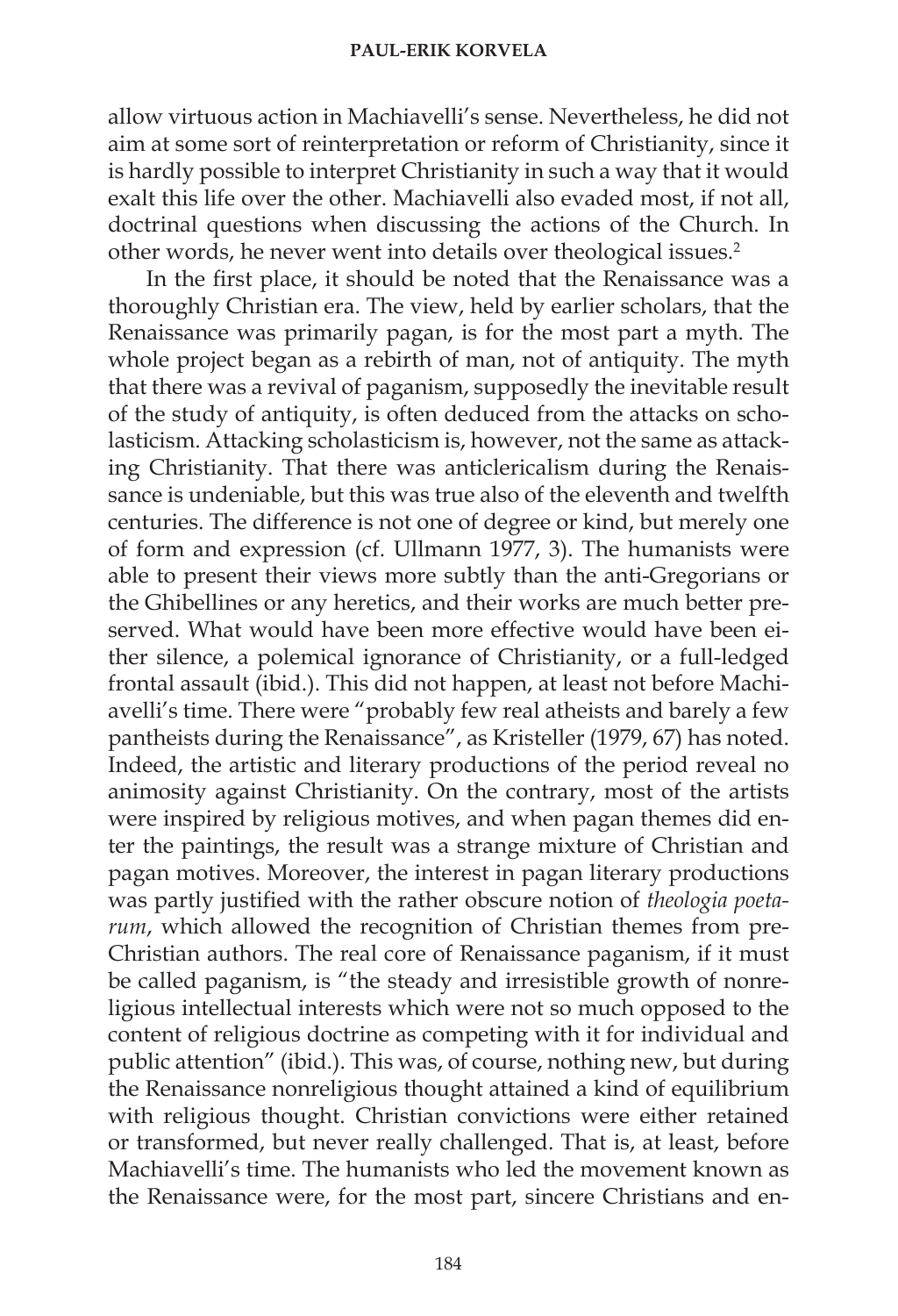allow virtuous action in Machiavelli's sense. Nevertheless, he did not aim at some sort of reinterpretation or reform of Christianity, since it is hardly possible to interpret Christianity in such a way that it would exalt this life over the other. Machiavelli also evaded most, if not all, doctrinal questions when discussing the actions of the Church. In other words, he never went into details over theological issues.[2]

In the first place, it should be noted that the Renaissance was a thoroughly Christian era. The view, held by earlier scholars, that the Renaissance was primarily pagan, is for the most part a myth. The whole project began as a rebirth of man, not of antiquity. The myth that there was a revival of paganism, supposedly the inevitable result of the study of antiquity, is often deduced from the attacks on scholasticism. Attacking scholasticism is, however, not the same as attacking Christianity. That there was anticlericalism during the Renaissance is undeniable, but this was true also of the eleventh and twelfth centuries. The difference is not one of degree or kind, but merely one of form and expression (cf. Ullmann 1977, 3). The humanists were able to present their views more subtly than the anti-Gregorians or the Ghibellines or any heretics, and their works are much better preserved. What would have been more effective would have been either silence, a polemical ignorance of Christianity, or a full-ledged frontal assault (ibid.). This did not happen, at least not before Machiavelli's time. There were "probably few real atheists and barely a few pantheists during the Renaissance", as Kristeller (1979, 67) has noted. Indeed, the artistic and literary productions of the period reveal no animosity against Christianity. On the contrary, most of the artists were inspired by religious motives, and when pagan themes did enter the paintings, the result was a strange mixture of Christian and pagan motives. Moreover, the interest in pagan literary productions was partly justified with the rather obscure notion of *theologia poetarum*, which allowed the recognition of Christian themes from pre-Christian authors. The real core of Renaissance paganism, if it must be called paganism, is "the steady and irresistible growth of nonreligious intellectual interests which were not so much opposed to the content of religious doctrine as competing with it for individual and public attention" (ibid.). This was, of course, nothing new, but during the Renaissance nonreligious thought attained a kind of equilibrium with religious thought. Christian convictions were either retained or transformed, but never really challenged. That is, at least, before Machiavelli's time. The humanists who led the movement known as the Renaissance were, for the most part, sincere Christians and en-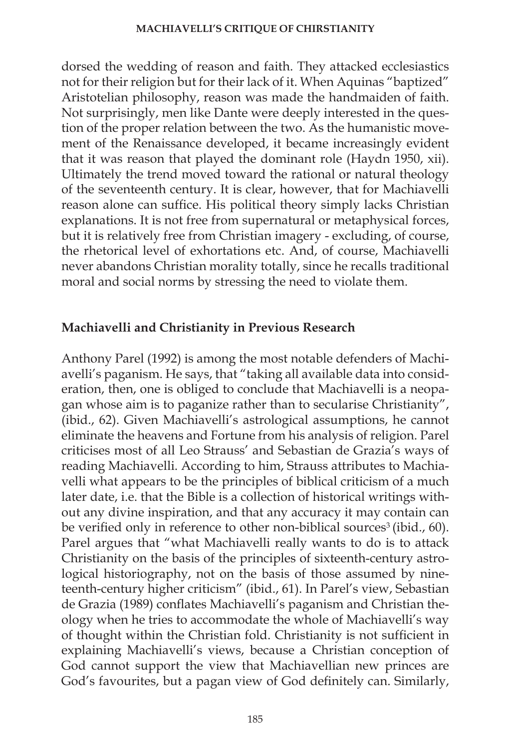dorsed the wedding of reason and faith. They attacked ecclesiastics not for their religion but for their lack of it. When Aquinas "baptized" Aristotelian philosophy, reason was made the handmaiden of faith. Not surprisingly, men like Dante were deeply interested in the question of the proper relation between the two. As the humanistic movement of the Renaissance developed, it became increasingly evident that it was reason that played the dominant role (Haydn 1950, xii). Ultimately the trend moved toward the rational or natural theology of the seventeenth century. It is clear, however, that for Machiavelli reason alone can suffice. His political theory simply lacks Christian explanations. It is not free from supernatural or metaphysical forces, but it is relatively free from Christian imagery - excluding, of course, the rhetorical level of exhortations etc. And, of course, Machiavelli never abandons Christian morality totally, since he recalls traditional moral and social norms by stressing the need to violate them.

## Machiavelli and Christianity in Previous Research

Anthony Parel (1992) is among the most notable defenders of Machiavelli's paganism. He says, that "taking all available data into consideration, then, one is obliged to conclude that Machiavelli is a neopagan whose aim is to paganize rather than to secularise Christianity", (ibid., 62). Given Machiavelli's astrological assumptions, he cannot eliminate the heavens and Fortune from his analysis of religion. Parel criticises most of all Leo Strauss' and Sebastian de Grazia's ways of reading Machiavelli. According to him, Strauss attributes to Machiavelli what appears to be the principles of biblical criticism of a much later date, i.e. that the Bible is a collection of historical writings without any divine inspiration, and that any accuracy it may contain can be verified only in reference to other non-biblical sources[3] (ibid., 60). Parel argues that "what Machiavelli really wants to do is to attack Christianity on the basis of the principles of sixteenth-century astrological historiography, not on the basis of those assumed by nineteenth-century higher criticism" (ibid., 61). In Parel's view, Sebastian de Grazia (1989) conflates Machiavelli's paganism and Christian theology when he tries to accommodate the whole of Machiavelli's way of thought within the Christian fold. Christianity is not sufficient in explaining Machiavelli's views, because a Christian conception of God cannot support the view that Machiavellian new princes are God's favourites, but a pagan view of God definitely can. Similarly,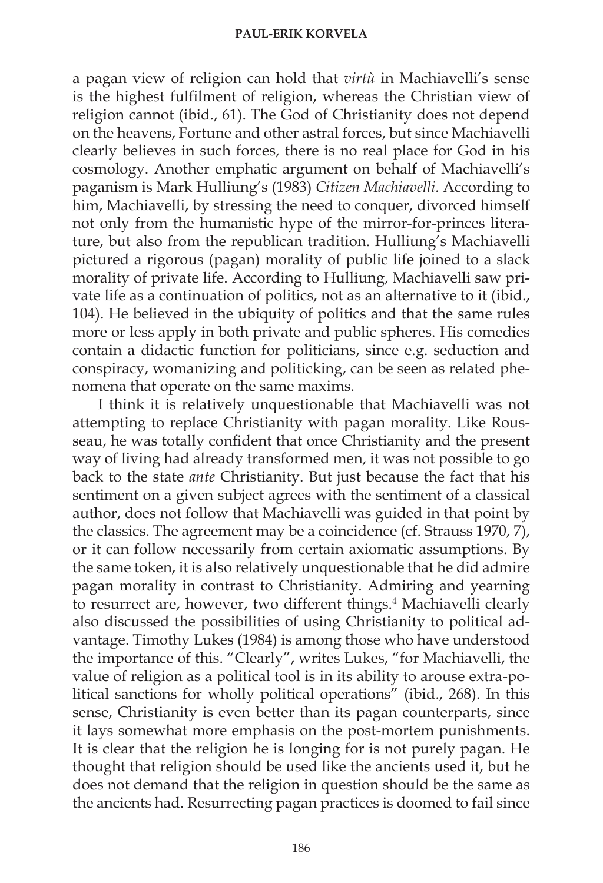a pagan view of religion can hold that *virtù* in Machiavelli's sense is the highest fulfilment of religion, whereas the Christian view of religion cannot (ibid., 61). The God of Christianity does not depend on the heavens, Fortune and other astral forces, but since Machiavelli clearly believes in such forces, there is no real place for God in his cosmology. Another emphatic argument on behalf of Machiavelli's paganism is Mark Hulliung's (1983) *Citizen Machiavelli*. According to him, Machiavelli, by stressing the need to conquer, divorced himself not only from the humanistic hype of the mirror-for-princes literature, but also from the republican tradition. Hulliung's Machiavelli pictured a rigorous (pagan) morality of public life joined to a slack morality of private life. According to Hulliung, Machiavelli saw private life as a continuation of politics, not as an alternative to it (ibid., 104). He believed in the ubiquity of politics and that the same rules more or less apply in both private and public spheres. His comedies contain a didactic function for politicians, since e.g. seduction and conspiracy, womanizing and politicking, can be seen as related phenomena that operate on the same maxims.

I think it is relatively unquestionable that Machiavelli was not attempting to replace Christianity with pagan morality. Like Rousseau, he was totally confident that once Christianity and the present way of living had already transformed men, it was not possible to go back to the state *ante* Christianity. But just because the fact that his sentiment on a given subject agrees with the sentiment of a classical author, does not follow that Machiavelli was guided in that point by the classics. The agreement may be a coincidence (cf. Strauss 1970, 7), or it can follow necessarily from certain axiomatic assumptions. By the same token, it is also relatively unquestionable that he did admire pagan morality in contrast to Christianity. Admiring and yearning to resurrect are, however, two different things.[4] Machiavelli clearly also discussed the possibilities of using Christianity to political advantage. Timothy Lukes (1984) is among those who have understood the importance of this. "Clearly", writes Lukes, "for Machiavelli, the value of religion as a political tool is in its ability to arouse extra-political sanctions for wholly political operations" (ibid., 268). In this sense, Christianity is even better than its pagan counterparts, since it lays somewhat more emphasis on the post-mortem punishments. It is clear that the religion he is longing for is not purely pagan. He thought that religion should be used like the ancients used it, but he does not demand that the religion in question should be the same as the ancients had. Resurrecting pagan practices is doomed to fail since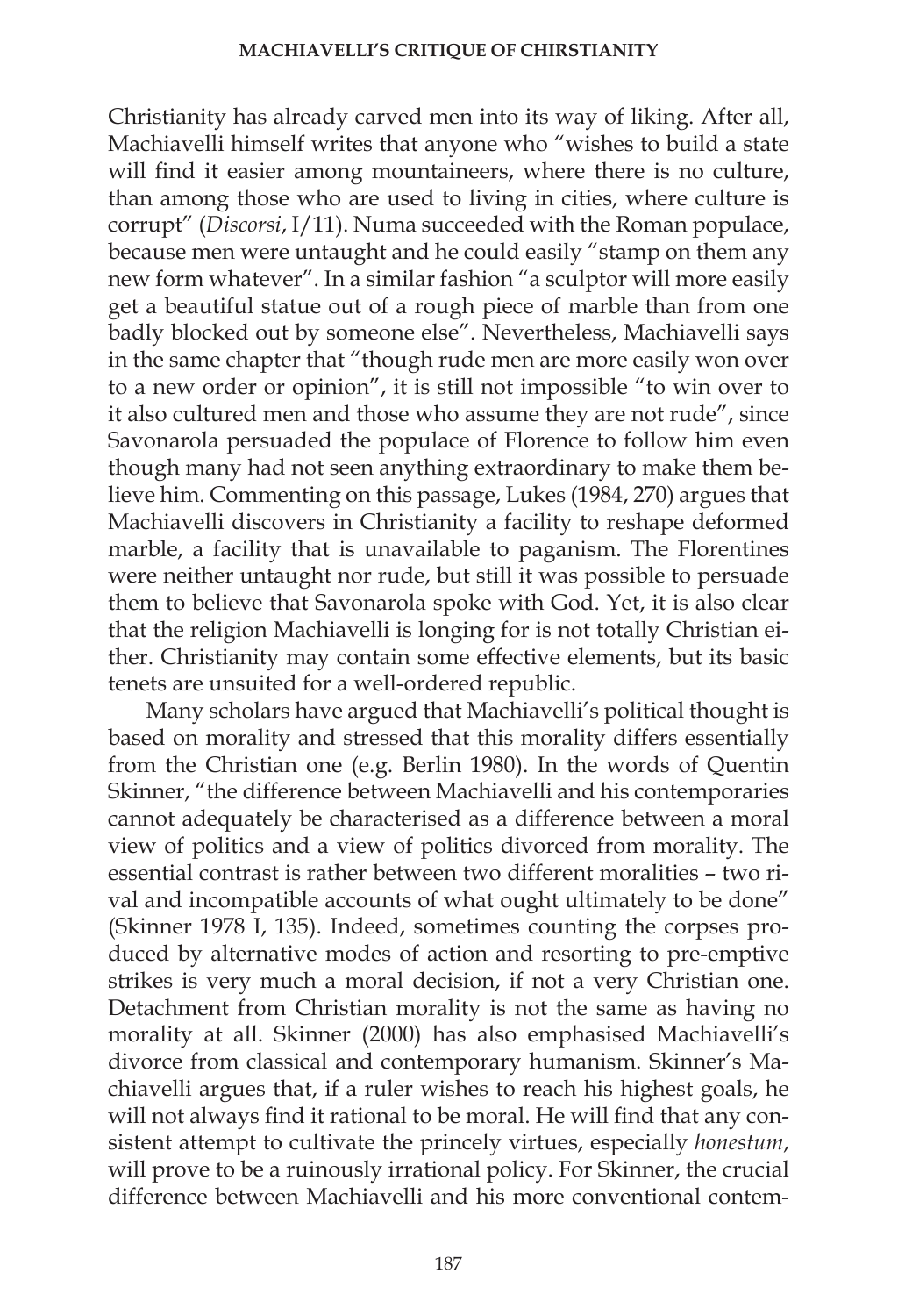Christianity has already carved men into its way of liking. After all, Machiavelli himself writes that anyone who "wishes to build a state will find it easier among mountaineers, where there is no culture, than among those who are used to living in cities, where culture is corrupt" (*Discorsi*, I/11). Numa succeeded with the Roman populace, because men were untaught and he could easily "stamp on them any new form whatever". In a similar fashion "a sculptor will more easily get a beautiful statue out of a rough piece of marble than from one badly blocked out by someone else". Nevertheless, Machiavelli says in the same chapter that "though rude men are more easily won over to a new order or opinion", it is still not impossible "to win over to it also cultured men and those who assume they are not rude", since Savonarola persuaded the populace of Florence to follow him even though many had not seen anything extraordinary to make them believe him. Commenting on this passage, Lukes (1984, 270) argues that Machiavelli discovers in Christianity a facility to reshape deformed marble, a facility that is unavailable to paganism. The Florentines were neither untaught nor rude, but still it was possible to persuade them to believe that Savonarola spoke with God. Yet, it is also clear that the religion Machiavelli is longing for is not totally Christian either. Christianity may contain some effective elements, but its basic tenets are unsuited for a well-ordered republic.

Many scholars have argued that Machiavelli's political thought is based on morality and stressed that this morality differs essentially from the Christian one (e.g. Berlin 1980). In the words of Quentin Skinner, "the difference between Machiavelli and his contemporaries cannot adequately be characterised as a difference between a moral view of politics and a view of politics divorced from morality. The essential contrast is rather between two different moralities – two rival and incompatible accounts of what ought ultimately to be done" (Skinner 1978 I, 135). Indeed, sometimes counting the corpses produced by alternative modes of action and resorting to pre-emptive strikes is very much a moral decision, if not a very Christian one. Detachment from Christian morality is not the same as having no morality at all. Skinner (2000) has also emphasised Machiavelli's divorce from classical and contemporary humanism. Skinner's Machiavelli argues that, if a ruler wishes to reach his highest goals, he will not always find it rational to be moral. He will find that any consistent attempt to cultivate the princely virtues, especially *honestum*, will prove to be a ruinously irrational policy. For Skinner, the crucial difference between Machiavelli and his more conventional contem-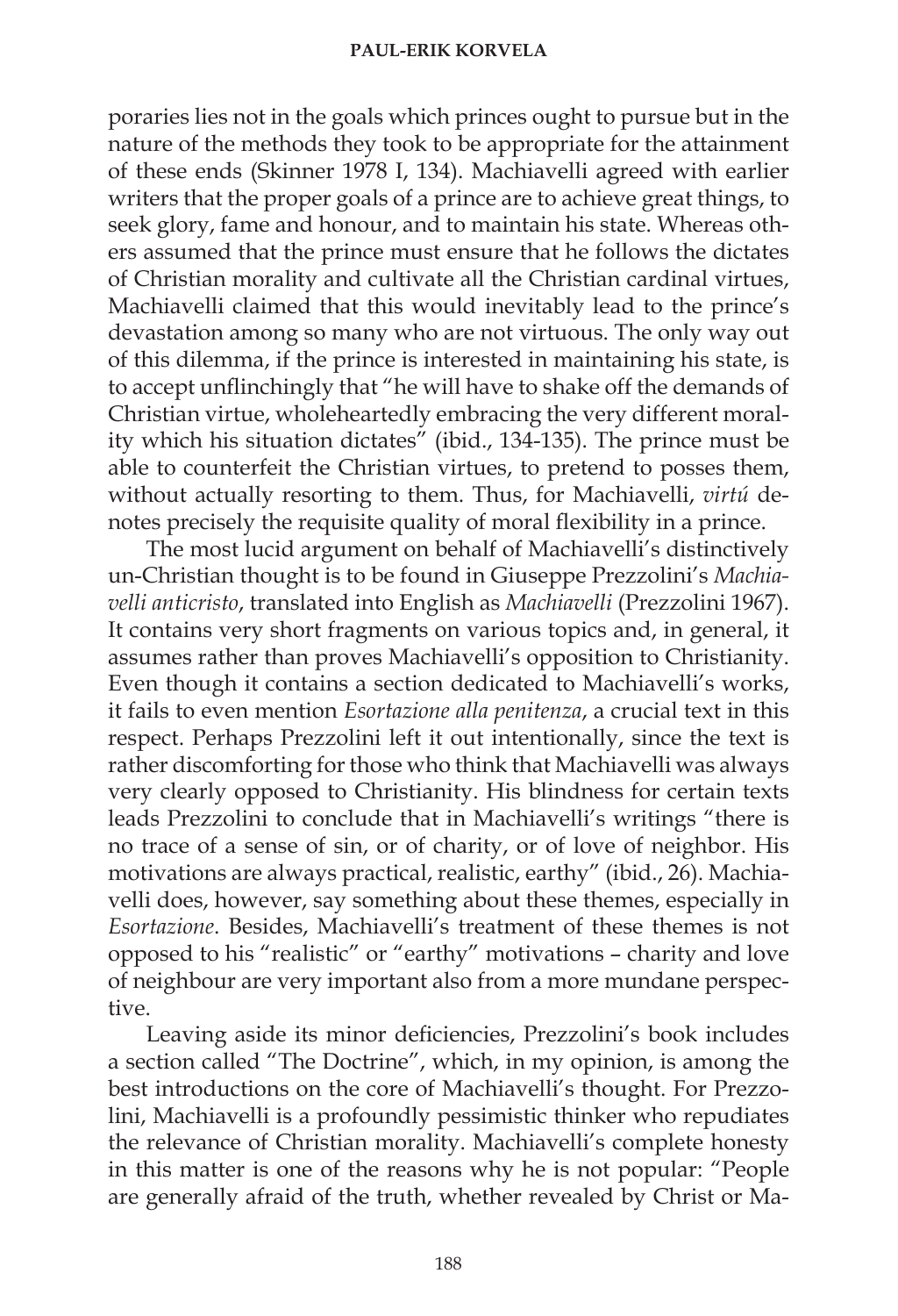poraries lies not in the goals which princes ought to pursue but in the nature of the methods they took to be appropriate for the attainment of these ends (Skinner 1978 I, 134). Machiavelli agreed with earlier writers that the proper goals of a prince are to achieve great things, to seek glory, fame and honour, and to maintain his state. Whereas others assumed that the prince must ensure that he follows the dictates of Christian morality and cultivate all the Christian cardinal virtues, Machiavelli claimed that this would inevitably lead to the prince's devastation among so many who are not virtuous. The only way out of this dilemma, if the prince is interested in maintaining his state, is to accept unflinchingly that "he will have to shake off the demands of Christian virtue, wholeheartedly embracing the very different morality which his situation dictates" (ibid., 134-135). The prince must be able to counterfeit the Christian virtues, to pretend to posses them, without actually resorting to them. Thus, for Machiavelli, *virtú* denotes precisely the requisite quality of moral flexibility in a prince.

The most lucid argument on behalf of Machiavelli's distinctively un-Christian thought is to be found in Giuseppe Prezzolini's *Machiavelli anticristo*, translated into English as *Machiavelli* (Prezzolini 1967). It contains very short fragments on various topics and, in general, it assumes rather than proves Machiavelli's opposition to Christianity. Even though it contains a section dedicated to Machiavelli's works, it fails to even mention *Esortazione alla penitenza*, a crucial text in this respect. Perhaps Prezzolini left it out intentionally, since the text is rather discomforting for those who think that Machiavelli was always very clearly opposed to Christianity. His blindness for certain texts leads Prezzolini to conclude that in Machiavelli's writings "there is no trace of a sense of sin, or of charity, or of love of neighbor. His motivations are always practical, realistic, earthy" (ibid., 26). Machiavelli does, however, say something about these themes, especially in *Esortazione*. Besides, Machiavelli's treatment of these themes is not opposed to his "realistic" or "earthy" motivations – charity and love of neighbour are very important also from a more mundane perspective.

Leaving aside its minor deficiencies, Prezzolini's book includes a section called "The Doctrine", which, in my opinion, is among the best introductions on the core of Machiavelli's thought. For Prezzolini, Machiavelli is a profoundly pessimistic thinker who repudiates the relevance of Christian morality. Machiavelli's complete honesty in this matter is one of the reasons why he is not popular: "People are generally afraid of the truth, whether revealed by Christ or Ma-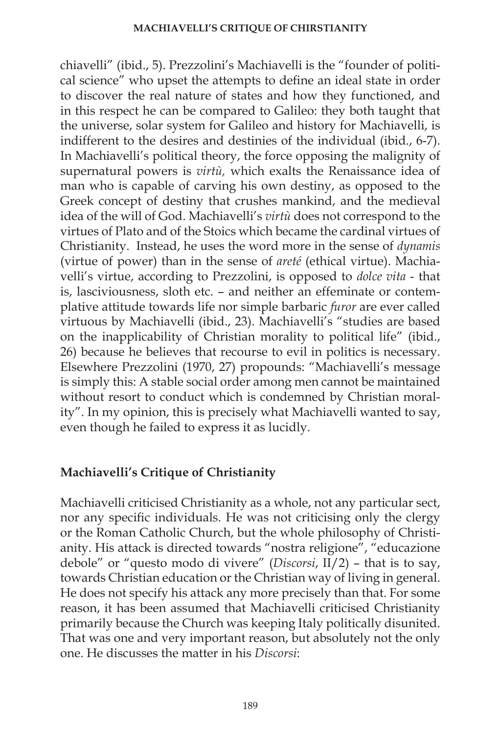chiavelli" (ibid., 5). Prezzolini's Machiavelli is the "founder of political science" who upset the attempts to define an ideal state in order to discover the real nature of states and how they functioned, and in this respect he can be compared to Galileo: they both taught that the universe, solar system for Galileo and history for Machiavelli, is indifferent to the desires and destinies of the individual (ibid., 6-7). In Machiavelli's political theory, the force opposing the malignity of supernatural powers is *virtù,* which exalts the Renaissance idea of man who is capable of carving his own destiny, as opposed to the Greek concept of destiny that crushes mankind, and the medieval idea of the will of God. Machiavelli's *virtù* does not correspond to the virtues of Plato and of the Stoics which became the cardinal virtues of Christianity. Instead, he uses the word more in the sense of *dynamis* (virtue of power) than in the sense of *areté* (ethical virtue). Machiavelli's virtue, according to Prezzolini, is opposed to *dolce vita* - that is, lasciviousness, sloth etc. – and neither an effeminate or contemplative attitude towards life nor simple barbaric *furor* are ever called virtuous by Machiavelli (ibid., 23). Machiavelli's "studies are based on the inapplicability of Christian morality to political life" (ibid., 26) because he believes that recourse to evil in politics is necessary. Elsewhere Prezzolini (1970, 27) propounds: "Machiavelli's message is simply this: A stable social order among men cannot be maintained without resort to conduct which is condemned by Christian morality". In my opinion, this is precisely what Machiavelli wanted to say, even though he failed to express it as lucidly.

## Machiavelli's Critique of Christianity

Machiavelli criticised Christianity as a whole, not any particular sect, nor any specific individuals. He was not criticising only the clergy or the Roman Catholic Church, but the whole philosophy of Christianity. His attack is directed towards "nostra religione", "educazione debole" or "questo modo di vivere" (*Discorsi*, II/2) – that is to say, towards Christian education or the Christian way of living in general. He does not specify his attack any more precisely than that. For some reason, it has been assumed that Machiavelli criticised Christianity primarily because the Church was keeping Italy politically disunited. That was one and very important reason, but absolutely not the only one. He discusses the matter in his *Discorsi*: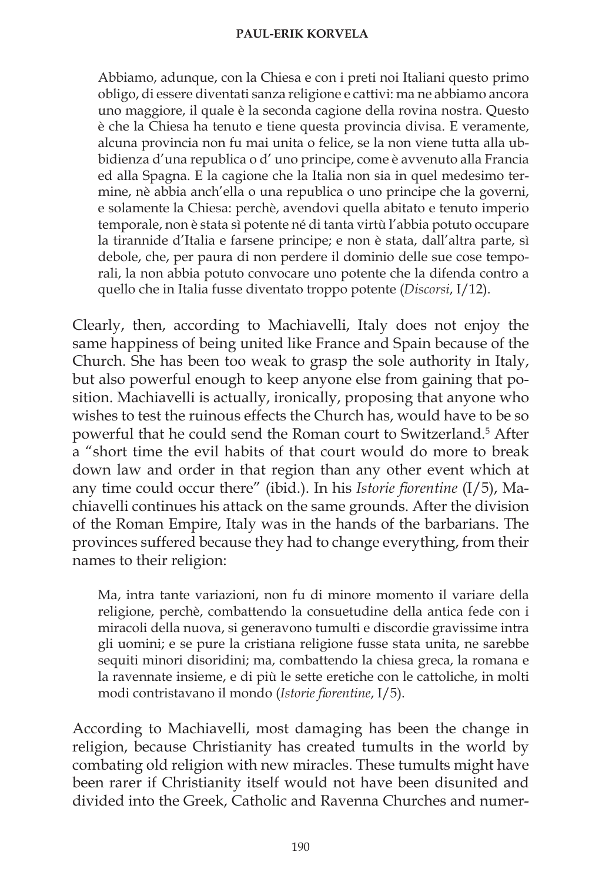> Abbiamo, adunque, con la Chiesa e con i preti noi Italiani questo primo obligo, di essere diventati sanza religione e cattivi: ma ne abbiamo ancora uno maggiore, il quale è la seconda cagione della rovina nostra. Questo è che la Chiesa ha tenuto e tiene questa provincia divisa. E veramente, alcuna provincia non fu mai unita o felice, se la non viene tutta alla ubbidienza d'una republica o d' uno principe, come è avvenuto alla Francia ed alla Spagna. E la cagione che la Italia non sia in quel medesimo termine, nè abbia anch'ella o una republica o uno principe che la governi, e solamente la Chiesa: perchè, avendovi quella abitato e tenuto imperio temporale, non è stata sì potente né di tanta virtù l'abbia potuto occupare la tirannide d'Italia e farsene principe; e non è stata, dall'altra parte, sì debole, che, per paura di non perdere il dominio delle sue cose temporali, la non abbia potuto convocare uno potente che la difenda contro a quello che in Italia fusse diventato troppo potente (*Discorsi*, I/12).

Clearly, then, according to Machiavelli, Italy does not enjoy the same happiness of being united like France and Spain because of the Church. She has been too weak to grasp the sole authority in Italy, but also powerful enough to keep anyone else from gaining that position. Machiavelli is actually, ironically, proposing that anyone who wishes to test the ruinous effects the Church has, would have to be so powerful that he could send the Roman court to Switzerland.[5] After a "short time the evil habits of that court would do more to break down law and order in that region than any other event which at any time could occur there" (ibid.). In his *Istorie fiorentine* (I/5), Machiavelli continues his attack on the same grounds. After the division of the Roman Empire, Italy was in the hands of the barbarians. The provinces suffered because they had to change everything, from their names to their religion:

> Ma, intra tante variazioni, non fu di minore momento il variare della religione, perchè, combattendo la consuetudine della antica fede con i miracoli della nuova, si generavono tumulti e discordie gravissime intra gli uomini; e se pure la cristiana religione fusse stata unita, ne sarebbe sequiti minori disoridini; ma, combattendo la chiesa greca, la romana e la ravennate insieme, e di più le sette eretiche con le cattoliche, in molti modi contristavano il mondo (*Istorie fiorentine*, I/5).

According to Machiavelli, most damaging has been the change in religion, because Christianity has created tumults in the world by combating old religion with new miracles. These tumults might have been rarer if Christianity itself would not have been disunited and divided into the Greek, Catholic and Ravenna Churches and numer-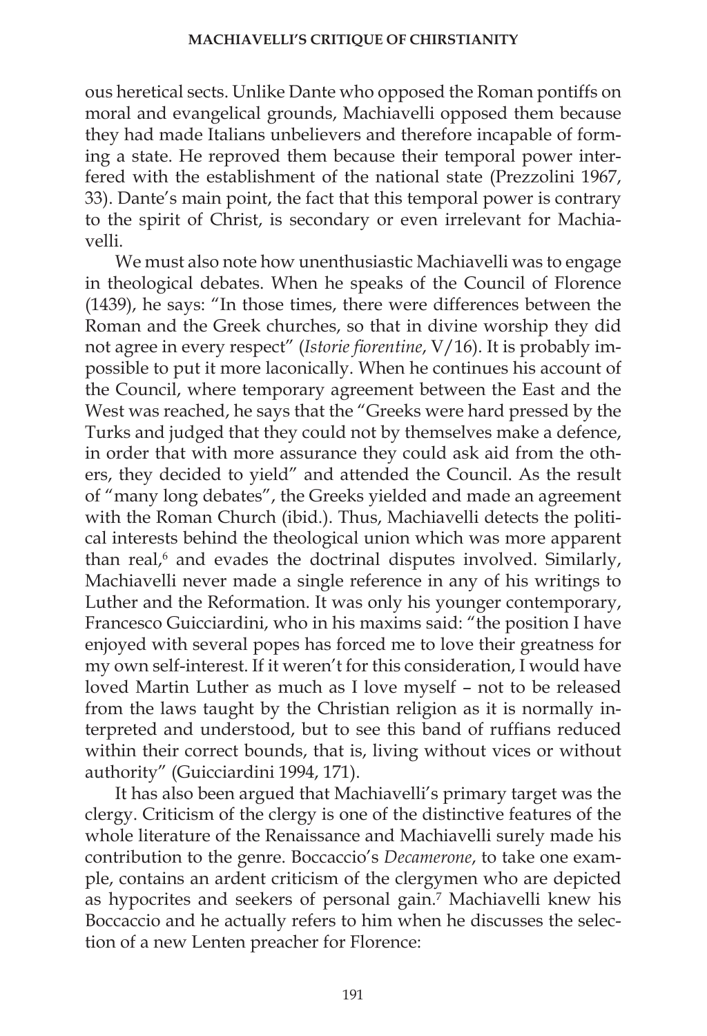ous heretical sects. Unlike Dante who opposed the Roman pontiffs on moral and evangelical grounds, Machiavelli opposed them because they had made Italians unbelievers and therefore incapable of forming a state. He reproved them because their temporal power interfered with the establishment of the national state (Prezzolini 1967, 33). Dante's main point, the fact that this temporal power is contrary to the spirit of Christ, is secondary or even irrelevant for Machiavelli.

We must also note how unenthusiastic Machiavelli was to engage in theological debates. When he speaks of the Council of Florence (1439), he says: "In those times, there were differences between the Roman and the Greek churches, so that in divine worship they did not agree in every respect" (*Istorie fiorentine*, V/16). It is probably impossible to put it more laconically. When he continues his account of the Council, where temporary agreement between the East and the West was reached, he says that the "Greeks were hard pressed by the Turks and judged that they could not by themselves make a defence, in order that with more assurance they could ask aid from the others, they decided to yield" and attended the Council. As the result of "many long debates", the Greeks yielded and made an agreement with the Roman Church (ibid.). Thus, Machiavelli detects the political interests behind the theological union which was more apparent than real,[6] and evades the doctrinal disputes involved. Similarly, Machiavelli never made a single reference in any of his writings to Luther and the Reformation. It was only his younger contemporary, Francesco Guicciardini, who in his maxims said: "the position I have enjoyed with several popes has forced me to love their greatness for my own self-interest. If it weren't for this consideration, I would have loved Martin Luther as much as I love myself – not to be released from the laws taught by the Christian religion as it is normally interpreted and understood, but to see this band of ruffians reduced within their correct bounds, that is, living without vices or without authority" (Guicciardini 1994, 171).

It has also been argued that Machiavelli's primary target was the clergy. Criticism of the clergy is one of the distinctive features of the whole literature of the Renaissance and Machiavelli surely made his contribution to the genre. Boccaccio's *Decamerone*, to take one example, contains an ardent criticism of the clergymen who are depicted as hypocrites and seekers of personal gain.[7] Machiavelli knew his Boccaccio and he actually refers to him when he discusses the selection of a new Lenten preacher for Florence: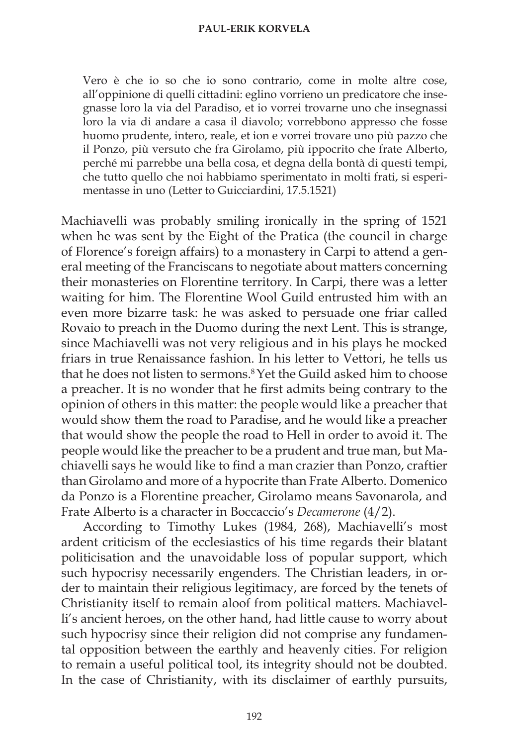> Vero è che io so che io sono contrario, come in molte altre cose, all'oppinione di quelli cittadini: eglino vorrieno un predicatore che insegnasse loro la via del Paradiso, et io vorrei trovarne uno che insegnassi loro la via di andare a casa il diavolo; vorrebbono appresso che fosse huomo prudente, intero, reale, et ion e vorrei trovare uno più pazzo che il Ponzo, più versuto che fra Girolamo, più ippocrito che frate Alberto, perché mi parrebbe una bella cosa, et degna della bontà di questi tempi, che tutto quello che noi habbiamo sperimentato in molti frati, si esperimentasse in uno (Letter to Guicciardini, 17.5.1521)

Machiavelli was probably smiling ironically in the spring of 1521 when he was sent by the Eight of the Pratica (the council in charge of Florence's foreign affairs) to a monastery in Carpi to attend a general meeting of the Franciscans to negotiate about matters concerning their monasteries on Florentine territory. In Carpi, there was a letter waiting for him. The Florentine Wool Guild entrusted him with an even more bizarre task: he was asked to persuade one friar called Rovaio to preach in the Duomo during the next Lent. This is strange, since Machiavelli was not very religious and in his plays he mocked friars in true Renaissance fashion. In his letter to Vettori, he tells us that he does not listen to sermons.[8] Yet the Guild asked him to choose a preacher. It is no wonder that he first admits being contrary to the opinion of others in this matter: the people would like a preacher that would show them the road to Paradise, and he would like a preacher that would show the people the road to Hell in order to avoid it. The people would like the preacher to be a prudent and true man, but Machiavelli says he would like to find a man crazier than Ponzo, craftier than Girolamo and more of a hypocrite than Frate Alberto. Domenico da Ponzo is a Florentine preacher, Girolamo means Savonarola, and Frate Alberto is a character in Boccaccio's *Decamerone* (4/2).

According to Timothy Lukes (1984, 268), Machiavelli's most ardent criticism of the ecclesiastics of his time regards their blatant politicisation and the unavoidable loss of popular support, which such hypocrisy necessarily engenders. The Christian leaders, in order to maintain their religious legitimacy, are forced by the tenets of Christianity itself to remain aloof from political matters. Machiavelli's ancient heroes, on the other hand, had little cause to worry about such hypocrisy since their religion did not comprise any fundamental opposition between the earthly and heavenly cities. For religion to remain a useful political tool, its integrity should not be doubted. In the case of Christianity, with its disclaimer of earthly pursuits,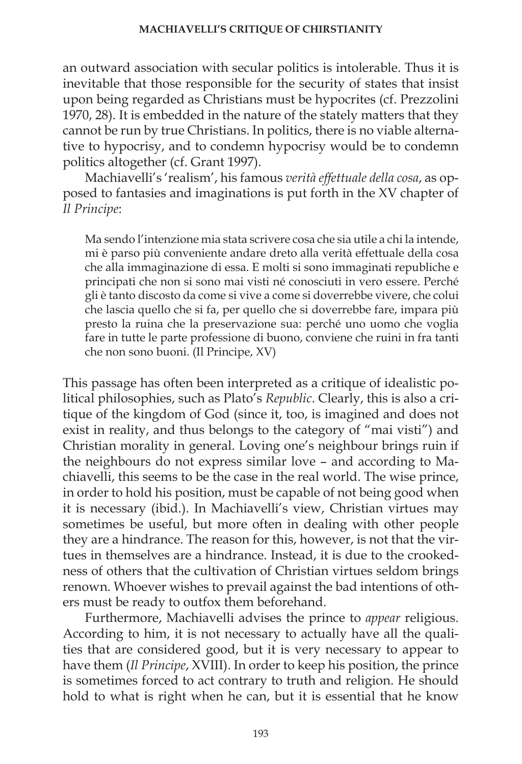an outward association with secular politics is intolerable. Thus it is inevitable that those responsible for the security of states that insist upon being regarded as Christians must be hypocrites (cf. Prezzolini 1970, 28). It is embedded in the nature of the stately matters that they cannot be run by true Christians. In politics, there is no viable alternative to hypocrisy, and to condemn hypocrisy would be to condemn politics altogether (cf. Grant 1997).

Machiavelli's 'realism', his famous *verità effettuale della cosa*, as opposed to fantasies and imaginations is put forth in the XV chapter of *Il Principe*:

> Ma sendo l'intenzione mia stata scrivere cosa che sia utile a chi la intende, mi è parso più conveniente andare dreto alla verità effettuale della cosa che alla immaginazione di essa. E molti si sono immaginati republiche e principati che non si sono mai visti né conosciuti in vero essere. Perché gli è tanto discosto da come si vive a come si doverrebbe vivere, che colui che lascia quello che si fa, per quello che si doverrebbe fare, impara più presto la ruina che la preservazione sua: perché uno uomo che voglia fare in tutte le parte professione di buono, conviene che ruini in fra tanti che non sono buoni. (Il Principe, XV)

This passage has often been interpreted as a critique of idealistic political philosophies, such as Plato's *Republic*. Clearly, this is also a critique of the kingdom of God (since it, too, is imagined and does not exist in reality, and thus belongs to the category of "mai visti") and Christian morality in general. Loving one's neighbour brings ruin if the neighbours do not express similar love – and according to Machiavelli, this seems to be the case in the real world. The wise prince, in order to hold his position, must be capable of not being good when it is necessary (ibid.). In Machiavelli's view, Christian virtues may sometimes be useful, but more often in dealing with other people they are a hindrance. The reason for this, however, is not that the virtues in themselves are a hindrance. Instead, it is due to the crookedness of others that the cultivation of Christian virtues seldom brings renown. Whoever wishes to prevail against the bad intentions of others must be ready to outfox them beforehand.

Furthermore, Machiavelli advises the prince to *appear* religious. According to him, it is not necessary to actually have all the qualities that are considered good, but it is very necessary to appear to have them (*Il Principe*, XVIII). In order to keep his position, the prince is sometimes forced to act contrary to truth and religion. He should hold to what is right when he can, but it is essential that he know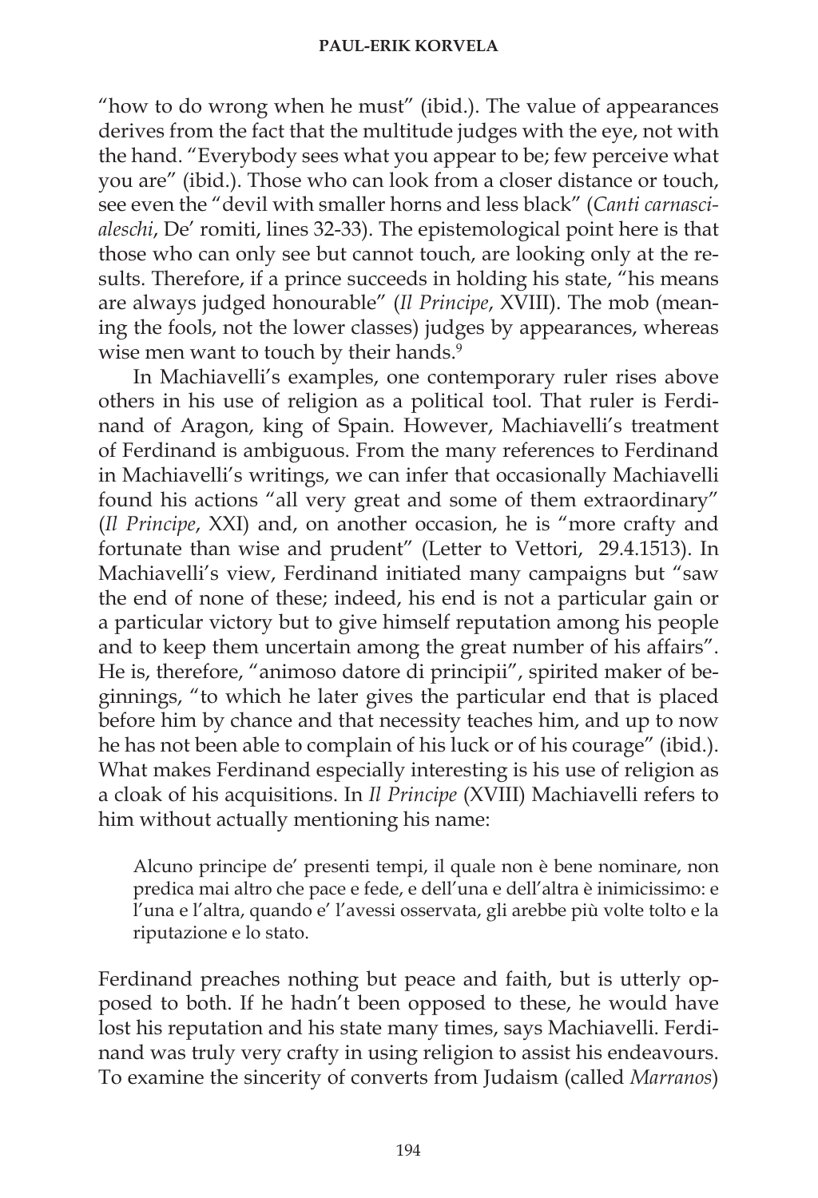"how to do wrong when he must" (ibid.). The value of appearances derives from the fact that the multitude judges with the eye, not with the hand. "Everybody sees what you appear to be; few perceive what you are" (ibid.). Those who can look from a closer distance or touch, see even the "devil with smaller horns and less black" (*Canti carnascialeschi*, De' romiti, lines 32-33). The epistemological point here is that those who can only see but cannot touch, are looking only at the results. Therefore, if a prince succeeds in holding his state, "his means are always judged honourable" (*Il Principe*, XVIII). The mob (meaning the fools, not the lower classes) judges by appearances, whereas wise men want to touch by their hands.[9]

In Machiavelli's examples, one contemporary ruler rises above others in his use of religion as a political tool. That ruler is Ferdinand of Aragon, king of Spain. However, Machiavelli's treatment of Ferdinand is ambiguous. From the many references to Ferdinand in Machiavelli's writings, we can infer that occasionally Machiavelli found his actions "all very great and some of them extraordinary" (*Il Principe*, XXI) and, on another occasion, he is "more crafty and fortunate than wise and prudent" (Letter to Vettori, 29.4.1513). In Machiavelli's view, Ferdinand initiated many campaigns but "saw the end of none of these; indeed, his end is not a particular gain or a particular victory but to give himself reputation among his people and to keep them uncertain among the great number of his affairs". He is, therefore, "animoso datore di principii", spirited maker of beginnings, "to which he later gives the particular end that is placed before him by chance and that necessity teaches him, and up to now he has not been able to complain of his luck or of his courage" (ibid.). What makes Ferdinand especially interesting is his use of religion as a cloak of his acquisitions. In *Il Principe* (XVIII) Machiavelli refers to him without actually mentioning his name:

> Alcuno principe de' presenti tempi, il quale non è bene nominare, non predica mai altro che pace e fede, e dell'una e dell'altra è inimicissimo: e l'una e l'altra, quando e' l'avessi osservata, gli arebbe più volte tolto e la riputazione e lo stato.

Ferdinand preaches nothing but peace and faith, but is utterly opposed to both. If he hadn't been opposed to these, he would have lost his reputation and his state many times, says Machiavelli. Ferdinand was truly very crafty in using religion to assist his endeavours. To examine the sincerity of converts from Judaism (called *Marranos*)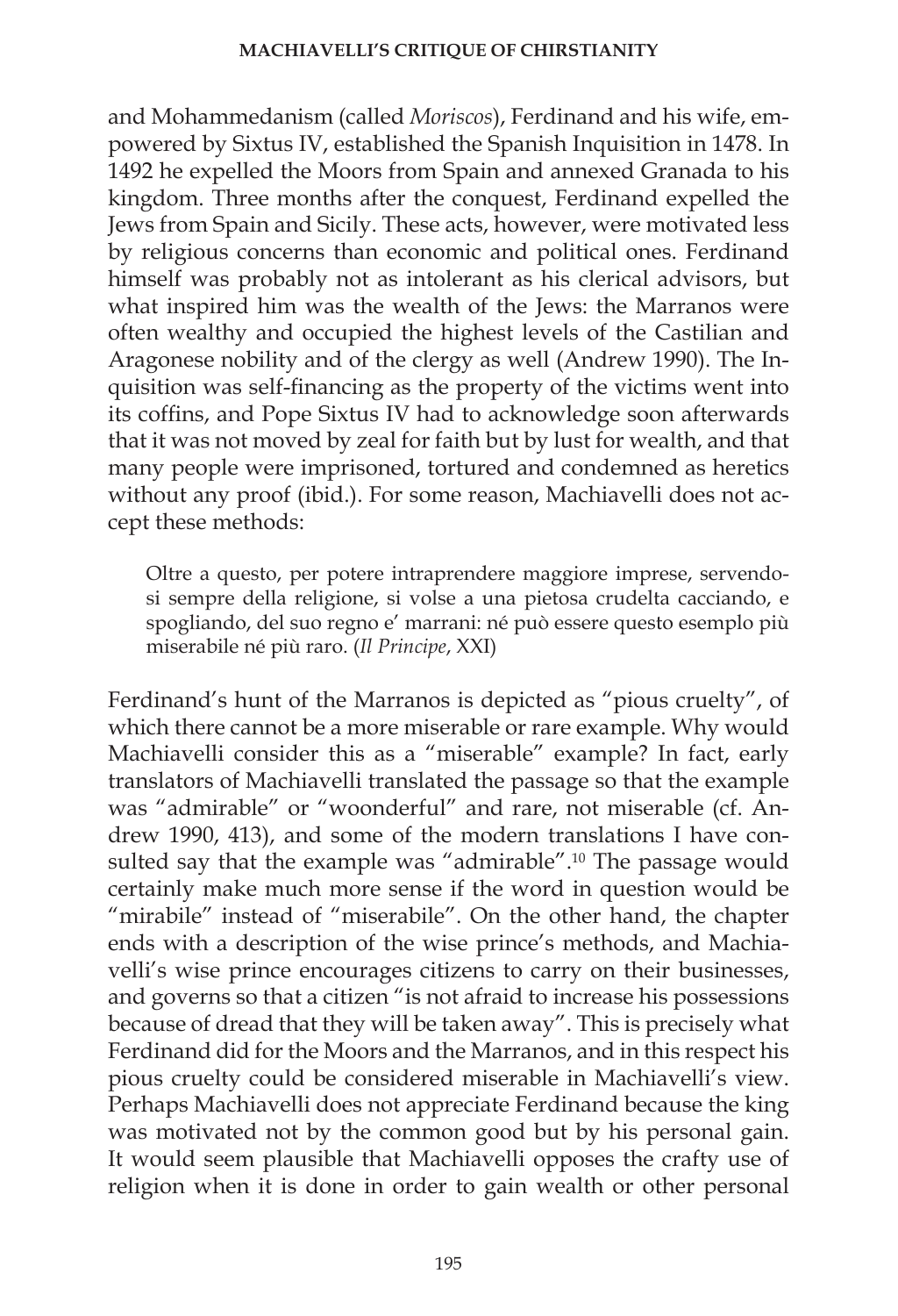and Mohammedanism (called *Moriscos*), Ferdinand and his wife, empowered by Sixtus IV, established the Spanish Inquisition in 1478. In 1492 he expelled the Moors from Spain and annexed Granada to his kingdom. Three months after the conquest, Ferdinand expelled the Jews from Spain and Sicily. These acts, however, were motivated less by religious concerns than economic and political ones. Ferdinand himself was probably not as intolerant as his clerical advisors, but what inspired him was the wealth of the Jews: the Marranos were often wealthy and occupied the highest levels of the Castilian and Aragonese nobility and of the clergy as well (Andrew 1990). The Inquisition was self-financing as the property of the victims went into its coffins, and Pope Sixtus IV had to acknowledge soon afterwards that it was not moved by zeal for faith but by lust for wealth, and that many people were imprisoned, tortured and condemned as heretics without any proof (ibid.). For some reason, Machiavelli does not accept these methods:

> Oltre a questo, per potere intraprendere maggiore imprese, servendosi sempre della religione, si volse a una pietosa crudelta cacciando, e spogliando, del suo regno e' marrani: né può essere questo esemplo più miserabile né più raro. (*Il Principe*, XXI)

Ferdinand's hunt of the Marranos is depicted as "pious cruelty", of which there cannot be a more miserable or rare example. Why would Machiavelli consider this as a "miserable" example? In fact, early translators of Machiavelli translated the passage so that the example was "admirable" or "woonderful" and rare, not miserable (cf. Andrew 1990, 413), and some of the modern translations I have consulted say that the example was "admirable".[10] The passage would certainly make much more sense if the word in question would be "mirabile" instead of "miserabile". On the other hand, the chapter ends with a description of the wise prince's methods, and Machiavelli's wise prince encourages citizens to carry on their businesses, and governs so that a citizen "is not afraid to increase his possessions because of dread that they will be taken away". This is precisely what Ferdinand did for the Moors and the Marranos, and in this respect his pious cruelty could be considered miserable in Machiavelli's view. Perhaps Machiavelli does not appreciate Ferdinand because the king was motivated not by the common good but by his personal gain. It would seem plausible that Machiavelli opposes the crafty use of religion when it is done in order to gain wealth or other personal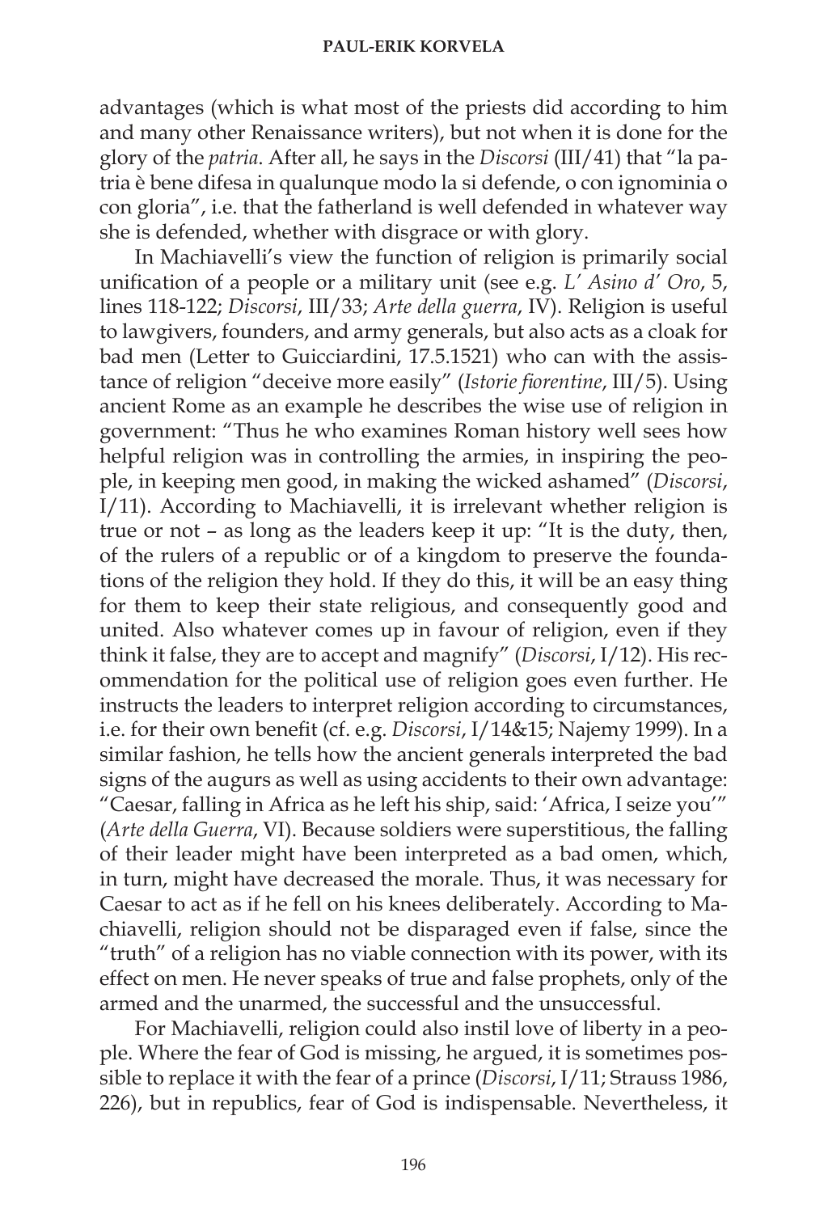advantages (which is what most of the priests did according to him and many other Renaissance writers), but not when it is done for the glory of the *patria*. After all, he says in the *Discorsi* (III/41) that "la patria è bene difesa in qualunque modo la si defende, o con ignominia o con gloria", i.e. that the fatherland is well defended in whatever way she is defended, whether with disgrace or with glory.

In Machiavelli's view the function of religion is primarily social unification of a people or a military unit (see e.g. *L' Asino d' Oro*, 5, lines 118-122; *Discorsi*, III/33; *Arte della guerra*, IV). Religion is useful to lawgivers, founders, and army generals, but also acts as a cloak for bad men (Letter to Guicciardini, 17.5.1521) who can with the assistance of religion "deceive more easily" (*Istorie fiorentine*, III/5). Using ancient Rome as an example he describes the wise use of religion in government: "Thus he who examines Roman history well sees how helpful religion was in controlling the armies, in inspiring the people, in keeping men good, in making the wicked ashamed" (*Discorsi*, I/11). According to Machiavelli, it is irrelevant whether religion is true or not – as long as the leaders keep it up: "It is the duty, then, of the rulers of a republic or of a kingdom to preserve the foundations of the religion they hold. If they do this, it will be an easy thing for them to keep their state religious, and consequently good and united. Also whatever comes up in favour of religion, even if they think it false, they are to accept and magnify" (*Discorsi*, I/12). His recommendation for the political use of religion goes even further. He instructs the leaders to interpret religion according to circumstances, i.e. for their own benefit (cf. e.g. *Discorsi*, I/14&15; Najemy 1999). In a similar fashion, he tells how the ancient generals interpreted the bad signs of the augurs as well as using accidents to their own advantage: "Caesar, falling in Africa as he left his ship, said: 'Africa, I seize you'" (*Arte della Guerra*, VI). Because soldiers were superstitious, the falling of their leader might have been interpreted as a bad omen, which, in turn, might have decreased the morale. Thus, it was necessary for Caesar to act as if he fell on his knees deliberately. According to Machiavelli, religion should not be disparaged even if false, since the "truth" of a religion has no viable connection with its power, with its effect on men. He never speaks of true and false prophets, only of the armed and the unarmed, the successful and the unsuccessful.

For Machiavelli, religion could also instil love of liberty in a people. Where the fear of God is missing, he argued, it is sometimes possible to replace it with the fear of a prince (*Discorsi*, I/11; Strauss 1986, 226), but in republics, fear of God is indispensable. Nevertheless, it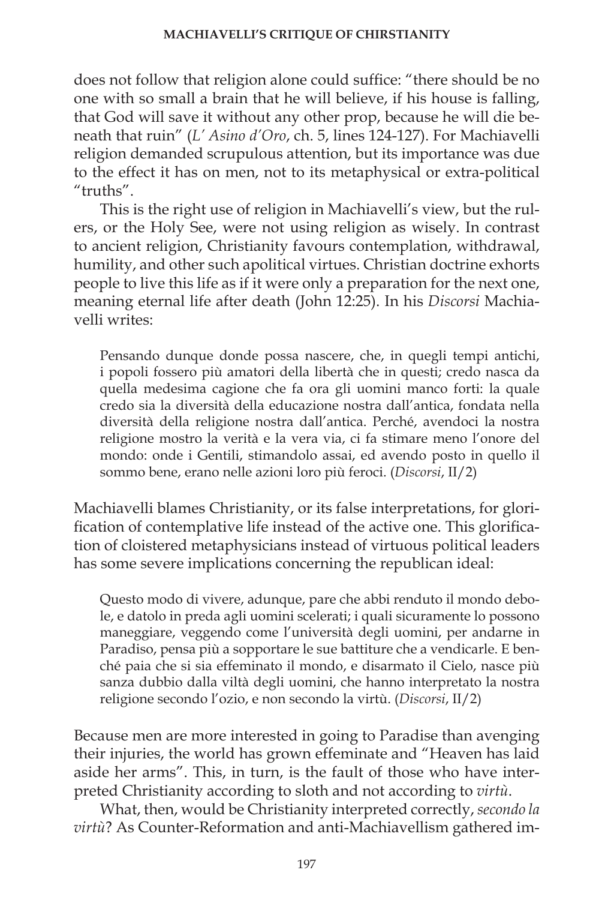does not follow that religion alone could suffice: "there should be no one with so small a brain that he will believe, if his house is falling, that God will save it without any other prop, because he will die beneath that ruin" (*L' Asino d'Oro*, ch. 5, lines 124-127). For Machiavelli religion demanded scrupulous attention, but its importance was due to the effect it has on men, not to its metaphysical or extra-political "truths".

This is the right use of religion in Machiavelli's view, but the rulers, or the Holy See, were not using religion as wisely. In contrast to ancient religion, Christianity favours contemplation, withdrawal, humility, and other such apolitical virtues. Christian doctrine exhorts people to live this life as if it were only a preparation for the next one, meaning eternal life after death (John 12:25). In his *Discorsi* Machiavelli writes:

> Pensando dunque donde possa nascere, che, in quegli tempi antichi, i popoli fossero più amatori della libertà che in questi; credo nasca da quella medesima cagione che fa ora gli uomini manco forti: la quale credo sia la diversità della educazione nostra dall'antica, fondata nella diversità della religione nostra dall'antica. Perché, avendoci la nostra religione mostro la verità e la vera via, ci fa stimare meno l'onore del mondo: onde i Gentili, stimandolo assai, ed avendo posto in quello il sommo bene, erano nelle azioni loro più feroci. (*Discorsi*, II/2)

Machiavelli blames Christianity, or its false interpretations, for glorification of contemplative life instead of the active one. This glorification of cloistered metaphysicians instead of virtuous political leaders has some severe implications concerning the republican ideal:

> Questo modo di vivere, adunque, pare che abbi renduto il mondo debole, e datolo in preda agli uomini scelerati; i quali sicuramente lo possono maneggiare, veggendo come l'università degli uomini, per andarne in Paradiso, pensa più a sopportare le sue battiture che a vendicarle. E benché paia che si sia effeminato il mondo, e disarmato il Cielo, nasce più sanza dubbio dalla viltà degli uomini, che hanno interpretato la nostra religione secondo l'ozio, e non secondo la virtù. (*Discorsi*, II/2)

Because men are more interested in going to Paradise than avenging their injuries, the world has grown effeminate and "Heaven has laid aside her arms". This, in turn, is the fault of those who have interpreted Christianity according to sloth and not according to *virtù*.

What, then, would be Christianity interpreted correctly, *secondo la virtù*? As Counter-Reformation and anti-Machiavellism gathered im-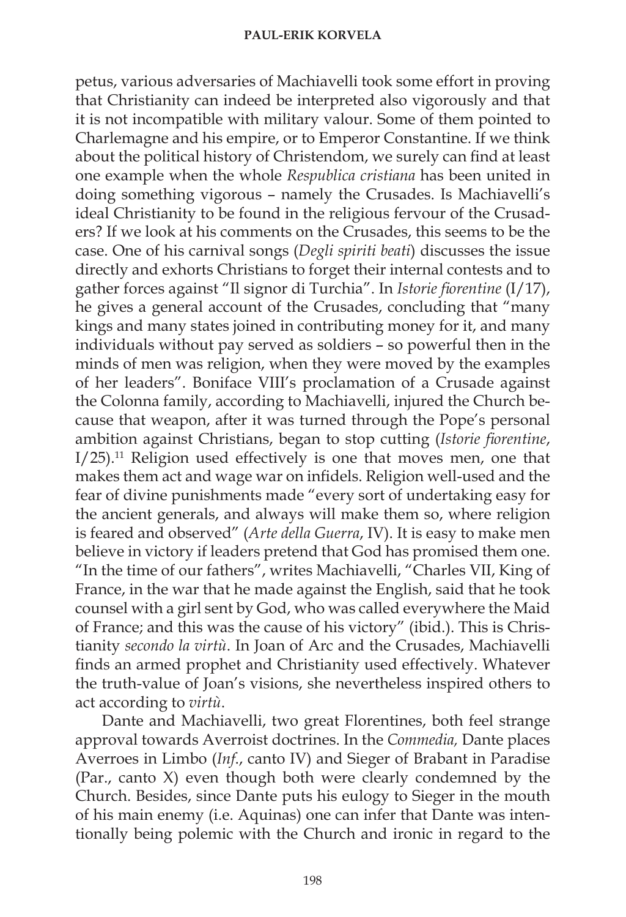petus, various adversaries of Machiavelli took some effort in proving that Christianity can indeed be interpreted also vigorously and that it is not incompatible with military valour. Some of them pointed to Charlemagne and his empire, or to Emperor Constantine. If we think about the political history of Christendom, we surely can find at least one example when the whole *Respublica cristiana* has been united in doing something vigorous – namely the Crusades. Is Machiavelli's ideal Christianity to be found in the religious fervour of the Crusaders? If we look at his comments on the Crusades, this seems to be the case. One of his carnival songs (*Degli spiriti beati*) discusses the issue directly and exhorts Christians to forget their internal contests and to gather forces against "Il signor di Turchia". In *Istorie fiorentine* (I/17), he gives a general account of the Crusades, concluding that "many kings and many states joined in contributing money for it, and many individuals without pay served as soldiers – so powerful then in the minds of men was religion, when they were moved by the examples of her leaders". Boniface VIII's proclamation of a Crusade against the Colonna family, according to Machiavelli, injured the Church because that weapon, after it was turned through the Pope's personal ambition against Christians, began to stop cutting (*Istorie fiorentine*, I/25).[11] Religion used effectively is one that moves men, one that makes them act and wage war on infidels. Religion well-used and the fear of divine punishments made "every sort of undertaking easy for the ancient generals, and always will make them so, where religion is feared and observed" (*Arte della Guerra*, IV). It is easy to make men believe in victory if leaders pretend that God has promised them one. "In the time of our fathers", writes Machiavelli, "Charles VII, King of France, in the war that he made against the English, said that he took counsel with a girl sent by God, who was called everywhere the Maid of France; and this was the cause of his victory" (ibid.). This is Christianity *secondo la virtù*. In Joan of Arc and the Crusades, Machiavelli finds an armed prophet and Christianity used effectively. Whatever the truth-value of Joan's visions, she nevertheless inspired others to act according to *virtù*.

Dante and Machiavelli, two great Florentines, both feel strange approval towards Averroist doctrines. In the *Commedia,* Dante places Averroes in Limbo (*Inf.*, canto IV) and Sieger of Brabant in Paradise (Par., canto X) even though both were clearly condemned by the Church. Besides, since Dante puts his eulogy to Sieger in the mouth of his main enemy (i.e. Aquinas) one can infer that Dante was intentionally being polemic with the Church and ironic in regard to the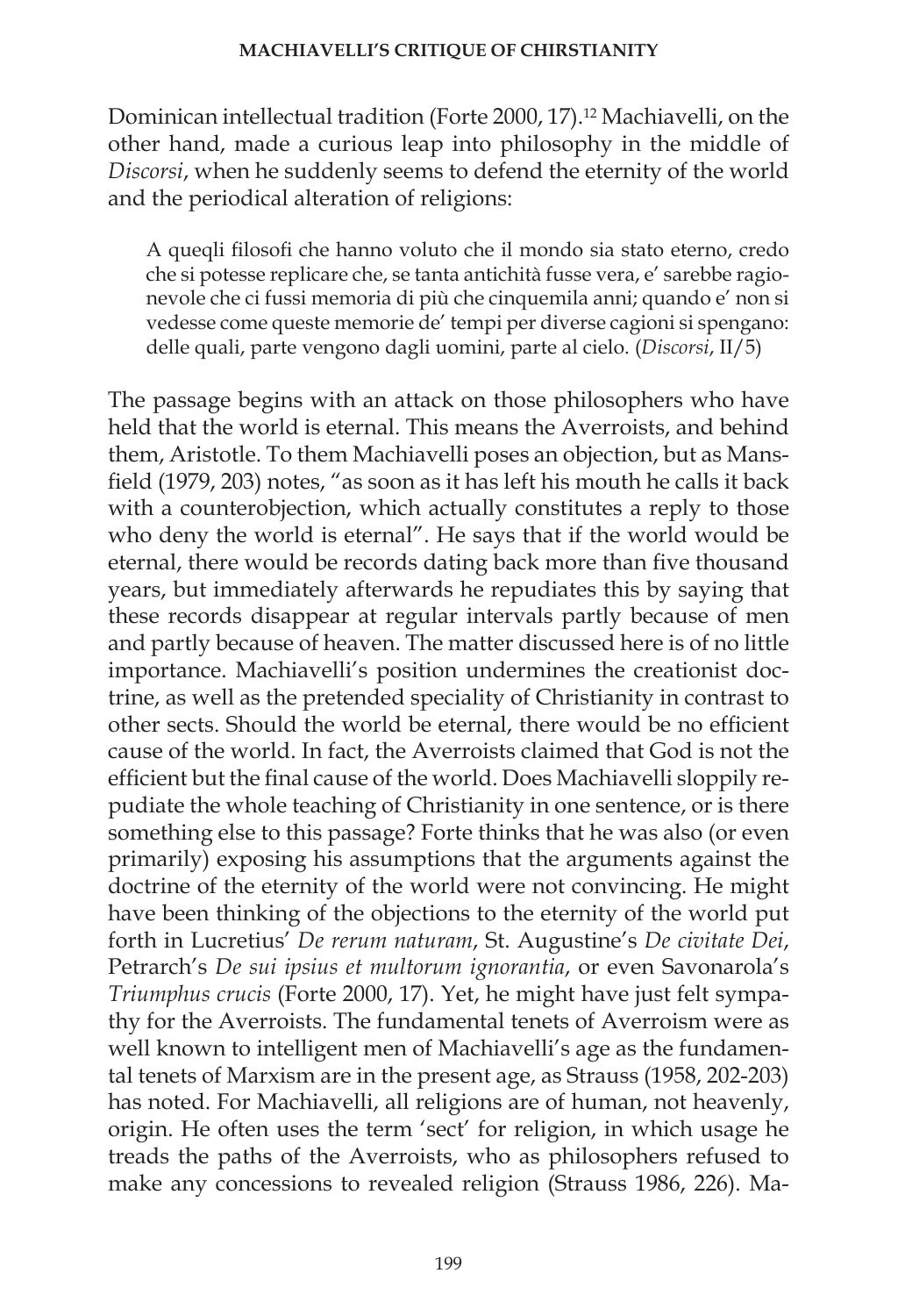Dominican intellectual tradition (Forte 2000, 17).[12] Machiavelli, on the other hand, made a curious leap into philosophy in the middle of *Discorsi*, when he suddenly seems to defend the eternity of the world and the periodical alteration of religions:

> A queqli filosofi che hanno voluto che il mondo sia stato eterno, credo che si potesse replicare che, se tanta antichità fusse vera, e' sarebbe ragionevole che ci fussi memoria di più che cinquemila anni; quando e' non si vedesse come queste memorie de' tempi per diverse cagioni si spengano: delle quali, parte vengono dagli uomini, parte al cielo. (*Discorsi*, II/5)

The passage begins with an attack on those philosophers who have held that the world is eternal. This means the Averroists, and behind them, Aristotle. To them Machiavelli poses an objection, but as Mansfield (1979, 203) notes, "as soon as it has left his mouth he calls it back with a counterobjection, which actually constitutes a reply to those who deny the world is eternal". He says that if the world would be eternal, there would be records dating back more than five thousand years, but immediately afterwards he repudiates this by saying that these records disappear at regular intervals partly because of men and partly because of heaven. The matter discussed here is of no little importance. Machiavelli's position undermines the creationist doctrine, as well as the pretended speciality of Christianity in contrast to other sects. Should the world be eternal, there would be no efficient cause of the world. In fact, the Averroists claimed that God is not the efficient but the final cause of the world. Does Machiavelli sloppily repudiate the whole teaching of Christianity in one sentence, or is there something else to this passage? Forte thinks that he was also (or even primarily) exposing his assumptions that the arguments against the doctrine of the eternity of the world were not convincing. He might have been thinking of the objections to the eternity of the world put forth in Lucretius' *De rerum naturam*, St. Augustine's *De civitate Dei*, Petrarch's *De sui ipsius et multorum ignorantia*, or even Savonarola's *Triumphus crucis* (Forte 2000, 17). Yet, he might have just felt sympathy for the Averroists. The fundamental tenets of Averroism were as well known to intelligent men of Machiavelli's age as the fundamental tenets of Marxism are in the present age, as Strauss (1958, 202-203) has noted. For Machiavelli, all religions are of human, not heavenly, origin. He often uses the term 'sect' for religion, in which usage he treads the paths of the Averroists, who as philosophers refused to make any concessions to revealed religion (Strauss 1986, 226). Ma-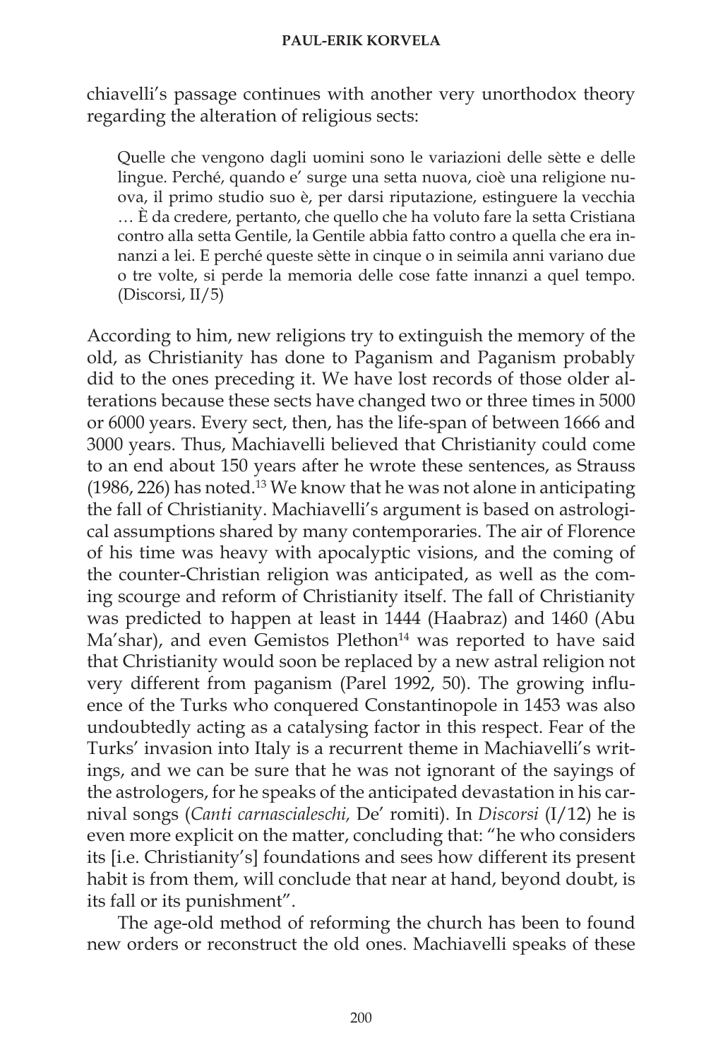chiavelli's passage continues with another very unorthodox theory regarding the alteration of religious sects:

> Quelle che vengono dagli uomini sono le variazioni delle sètte e delle lingue. Perché, quando e' surge una setta nuova, cioè una religione nuova, il primo studio suo è, per darsi riputazione, estinguere la vecchia … È da credere, pertanto, che quello che ha voluto fare la setta Cristiana contro alla setta Gentile, la Gentile abbia fatto contro a quella che era innanzi a lei. E perché queste sètte in cinque o in seimila anni variano due o tre volte, si perde la memoria delle cose fatte innanzi a quel tempo. (Discorsi, II/5)

According to him, new religions try to extinguish the memory of the old, as Christianity has done to Paganism and Paganism probably did to the ones preceding it. We have lost records of those older alterations because these sects have changed two or three times in 5000 or 6000 years. Every sect, then, has the life-span of between 1666 and 3000 years. Thus, Machiavelli believed that Christianity could come to an end about 150 years after he wrote these sentences, as Strauss (1986, 226) has noted.[13] We know that he was not alone in anticipating the fall of Christianity. Machiavelli's argument is based on astrological assumptions shared by many contemporaries. The air of Florence of his time was heavy with apocalyptic visions, and the coming of the counter-Christian religion was anticipated, as well as the coming scourge and reform of Christianity itself. The fall of Christianity was predicted to happen at least in 1444 (Haabraz) and 1460 (Abu Ma'shar), and even Gemistos Plethon[14] was reported to have said that Christianity would soon be replaced by a new astral religion not very different from paganism (Parel 1992, 50). The growing influence of the Turks who conquered Constantinople in 1453 was also undoubtedly acting as a catalysing factor in this respect. Fear of the Turks' invasion into Italy is a recurrent theme in Machiavelli's writings, and we can be sure that he was not ignorant of the sayings of the astrologers, for he speaks of the anticipated devastation in his carnival songs (*Canti carnascialeschi,* De' romiti). In *Discorsi* (I/12) he is even more explicit on the matter, concluding that: "he who considers its [i.e. Christianity's] foundations and sees how different its present habit is from them, will conclude that near at hand, beyond doubt, is its fall or its punishment".

The age-old method of reforming the church has been to found new orders or reconstruct the old ones. Machiavelli speaks of these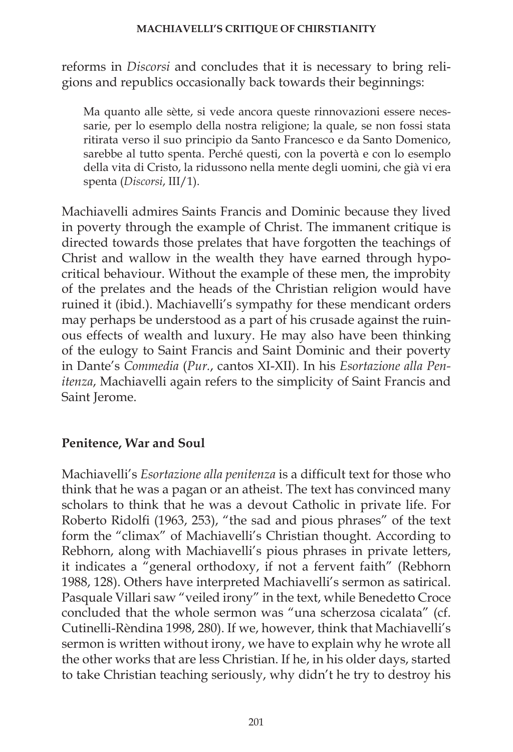reforms in *Discorsi* and concludes that it is necessary to bring religions and republics occasionally back towards their beginnings:

> Ma quanto alle sètte, si vede ancora queste rinnovazioni essere necessarie, per lo esemplo della nostra religione; la quale, se non fossi stata ritirata verso il suo principio da Santo Francesco e da Santo Domenico, sarebbe al tutto spenta. Perché questi, con la povertà e con lo esemplo della vita di Cristo, la ridussono nella mente degli uomini, che già vi era spenta (*Discorsi*, III/1).

Machiavelli admires Saints Francis and Dominic because they lived in poverty through the example of Christ. The immanent critique is directed towards those prelates that have forgotten the teachings of Christ and wallow in the wealth they have earned through hypocritical behaviour. Without the example of these men, the improbity of the prelates and the heads of the Christian religion would have ruined it (ibid.). Machiavelli's sympathy for these mendicant orders may perhaps be understood as a part of his crusade against the ruinous effects of wealth and luxury. He may also have been thinking of the eulogy to Saint Francis and Saint Dominic and their poverty in Dante's *Commedia* (*Pur.*, cantos XI-XII). In his *Esortazione alla Penitenza*, Machiavelli again refers to the simplicity of Saint Francis and Saint Jerome.

## Penitence, War and Soul

Machiavelli's *Esortazione alla penitenza* is a difficult text for those who think that he was a pagan or an atheist. The text has convinced many scholars to think that he was a devout Catholic in private life. For Roberto Ridolfi (1963, 253), "the sad and pious phrases" of the text form the "climax" of Machiavelli's Christian thought. According to Rebhorn, along with Machiavelli's pious phrases in private letters, it indicates a "general orthodoxy, if not a fervent faith" (Rebhorn 1988, 128). Others have interpreted Machiavelli's sermon as satirical. Pasquale Villari saw "veiled irony" in the text, while Benedetto Croce concluded that the whole sermon was "una scherzosa cicalata" (cf. Cutinelli-Rèndina 1998, 280). If we, however, think that Machiavelli's sermon is written without irony, we have to explain why he wrote all the other works that are less Christian. If he, in his older days, started to take Christian teaching seriously, why didn't he try to destroy his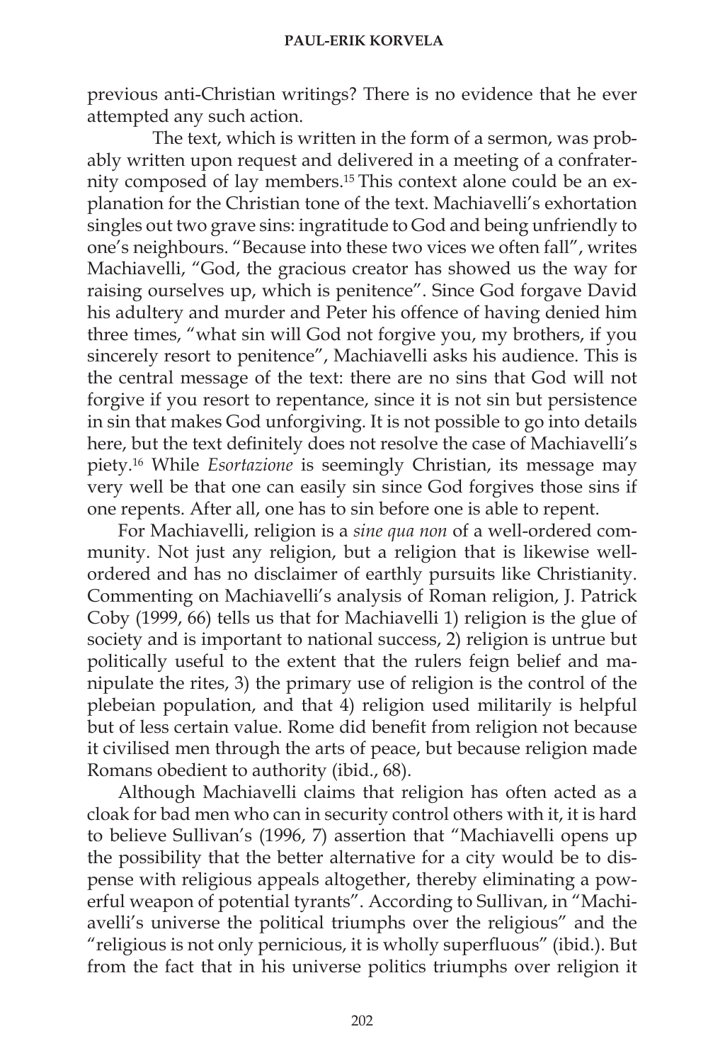previous anti-Christian writings? There is no evidence that he ever attempted any such action.

The text, which is written in the form of a sermon, was probably written upon request and delivered in a meeting of a confraternity composed of lay members.[15] This context alone could be an explanation for the Christian tone of the text. Machiavelli's exhortation singles out two grave sins: ingratitude to God and being unfriendly to one's neighbours. "Because into these two vices we often fall", writes Machiavelli, "God, the gracious creator has showed us the way for raising ourselves up, which is penitence". Since God forgave David his adultery and murder and Peter his offence of having denied him three times, "what sin will God not forgive you, my brothers, if you sincerely resort to penitence", Machiavelli asks his audience. This is the central message of the text: there are no sins that God will not forgive if you resort to repentance, since it is not sin but persistence in sin that makes God unforgiving. It is not possible to go into details here, but the text definitely does not resolve the case of Machiavelli's piety.[16] While *Esortazione* is seemingly Christian, its message may very well be that one can easily sin since God forgives those sins if one repents. After all, one has to sin before one is able to repent.

For Machiavelli, religion is a *sine qua non* of a well-ordered community. Not just any religion, but a religion that is likewise well-ordered and has no disclaimer of earthly pursuits like Christianity. Commenting on Machiavelli's analysis of Roman religion, J. Patrick Coby (1999, 66) tells us that for Machiavelli 1) religion is the glue of society and is important to national success, 2) religion is untrue but politically useful to the extent that the rulers feign belief and manipulate the rites, 3) the primary use of religion is the control of the plebeian population, and that 4) religion used militarily is helpful but of less certain value. Rome did benefit from religion not because it civilised men through the arts of peace, but because religion made Romans obedient to authority (ibid., 68).

Although Machiavelli claims that religion has often acted as a cloak for bad men who can in security control others with it, it is hard to believe Sullivan's (1996, 7) assertion that "Machiavelli opens up the possibility that the better alternative for a city would be to dispense with religious appeals altogether, thereby eliminating a powerful weapon of potential tyrants". According to Sullivan, in "Machiavelli's universe the political triumphs over the religious" and the "religious is not only pernicious, it is wholly superfluous" (ibid.). But from the fact that in his universe politics triumphs over religion it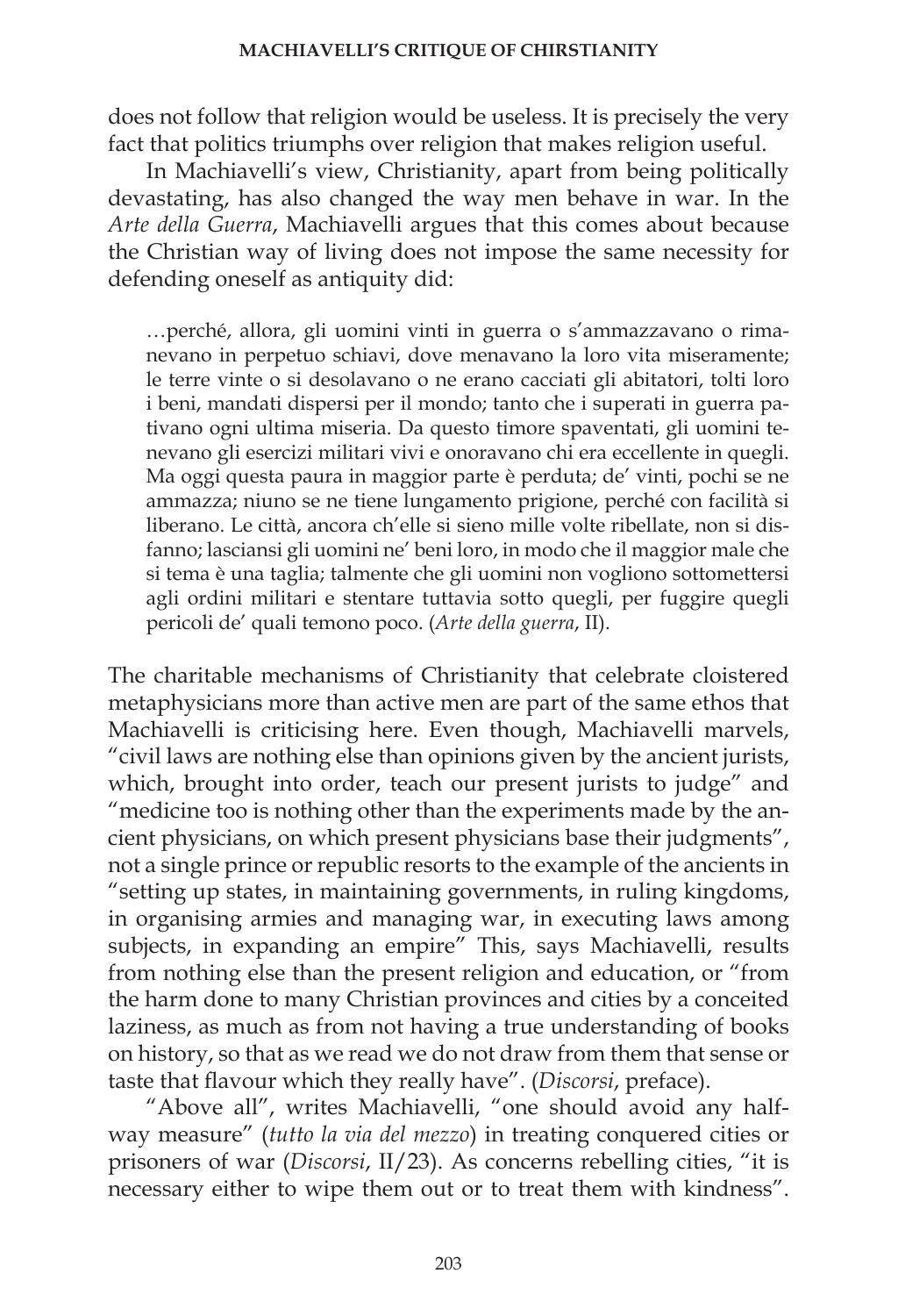does not follow that religion would be useless. It is precisely the very fact that politics triumphs over religion that makes religion useful.

In Machiavelli's view, Christianity, apart from being politically devastating, has also changed the way men behave in war. In the *Arte della Guerra*, Machiavelli argues that this comes about because the Christian way of living does not impose the same necessity for defending oneself as antiquity did:

> …perché, allora, gli uomini vinti in guerra o s'ammazzavano o rimanevano in perpetuo schiavi, dove menavano la loro vita miseramente; le terre vinte o si desolavano o ne erano cacciati gli abitatori, tolti loro i beni, mandati dispersi per il mondo; tanto che i superati in guerra pativano ogni ultima miseria. Da questo timore spaventati, gli uomini tenevano gli esercizi militari vivi e onoravano chi era eccellente in quegli. Ma oggi questa paura in maggior parte è perduta; de' vinti, pochi se ne ammazza; niuno se ne tiene lungamento prigione, perché con facilità si liberano. Le città, ancora ch'elle si sieno mille volte ribellate, non si disfanno; lasciansi gli uomini ne' beni loro, in modo che il maggior male che si tema è una taglia; talmente che gli uomini non vogliono sottomettersi agli ordini militari e stentare tuttavia sotto quegli, per fuggire quegli pericoli de' quali temono poco. (*Arte della guerra*, II).

The charitable mechanisms of Christianity that celebrate cloistered metaphysicians more than active men are part of the same ethos that Machiavelli is criticising here. Even though, Machiavelli marvels, "civil laws are nothing else than opinions given by the ancient jurists, which, brought into order, teach our present jurists to judge" and "medicine too is nothing other than the experiments made by the ancient physicians, on which present physicians base their judgments", not a single prince or republic resorts to the example of the ancients in "setting up states, in maintaining governments, in ruling kingdoms, in organising armies and managing war, in executing laws among subjects, in expanding an empire" This, says Machiavelli, results from nothing else than the present religion and education, or "from the harm done to many Christian provinces and cities by a conceited laziness, as much as from not having a true understanding of books on history, so that as we read we do not draw from them that sense or taste that flavour which they really have". (*Discorsi*, preface).

"Above all", writes Machiavelli, "one should avoid any halfway measure" (*tutto la via del mezzo*) in treating conquered cities or prisoners of war (*Discorsi*, II/23). As concerns rebelling cities, "it is necessary either to wipe them out or to treat them with kindness".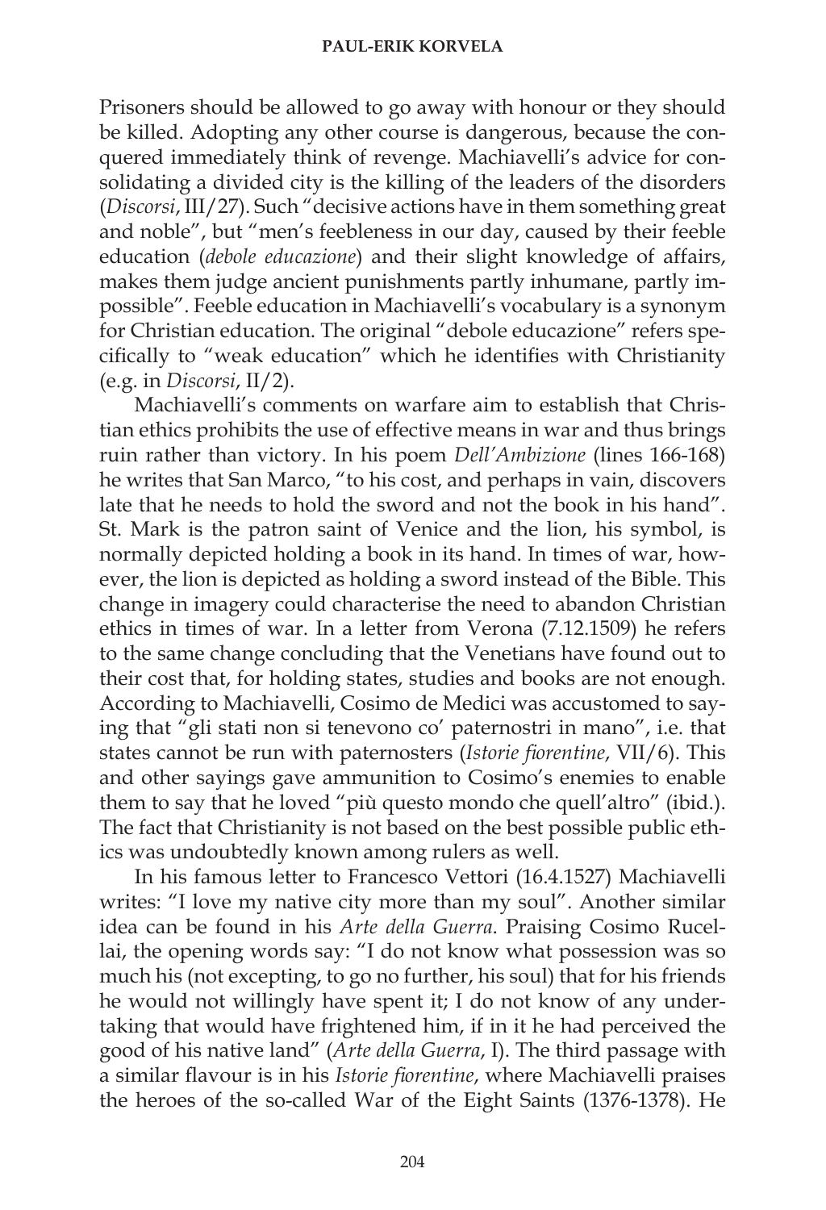Prisoners should be allowed to go away with honour or they should be killed. Adopting any other course is dangerous, because the conquered immediately think of revenge. Machiavelli's advice for consolidating a divided city is the killing of the leaders of the disorders (*Discorsi*, III/27). Such "decisive actions have in them something great and noble", but "men's feebleness in our day, caused by their feeble education (*debole educazione*) and their slight knowledge of affairs, makes them judge ancient punishments partly inhumane, partly impossible". Feeble education in Machiavelli's vocabulary is a synonym for Christian education. The original "debole educazione" refers specifically to "weak education" which he identifies with Christianity (e.g. in *Discorsi*, II/2).

Machiavelli's comments on warfare aim to establish that Christian ethics prohibits the use of effective means in war and thus brings ruin rather than victory. In his poem *Dell'Ambizione* (lines 166-168) he writes that San Marco, "to his cost, and perhaps in vain, discovers late that he needs to hold the sword and not the book in his hand". St. Mark is the patron saint of Venice and the lion, his symbol, is normally depicted holding a book in its hand. In times of war, however, the lion is depicted as holding a sword instead of the Bible. This change in imagery could characterise the need to abandon Christian ethics in times of war. In a letter from Verona (7.12.1509) he refers to the same change concluding that the Venetians have found out to their cost that, for holding states, studies and books are not enough. According to Machiavelli, Cosimo de Medici was accustomed to saying that "gli stati non si tenevono co' paternostri in mano", i.e. that states cannot be run with paternosters (*Istorie fiorentine*, VII/6). This and other sayings gave ammunition to Cosimo's enemies to enable them to say that he loved "più questo mondo che quell'altro" (ibid.). The fact that Christianity is not based on the best possible public ethics was undoubtedly known among rulers as well.

In his famous letter to Francesco Vettori (16.4.1527) Machiavelli writes: "I love my native city more than my soul". Another similar idea can be found in his *Arte della Guerra*. Praising Cosimo Rucellai, the opening words say: "I do not know what possession was so much his (not excepting, to go no further, his soul) that for his friends he would not willingly have spent it; I do not know of any undertaking that would have frightened him, if in it he had perceived the good of his native land" (*Arte della Guerra*, I). The third passage with a similar flavour is in his *Istorie fiorentine*, where Machiavelli praises the heroes of the so-called War of the Eight Saints (1376-1378). He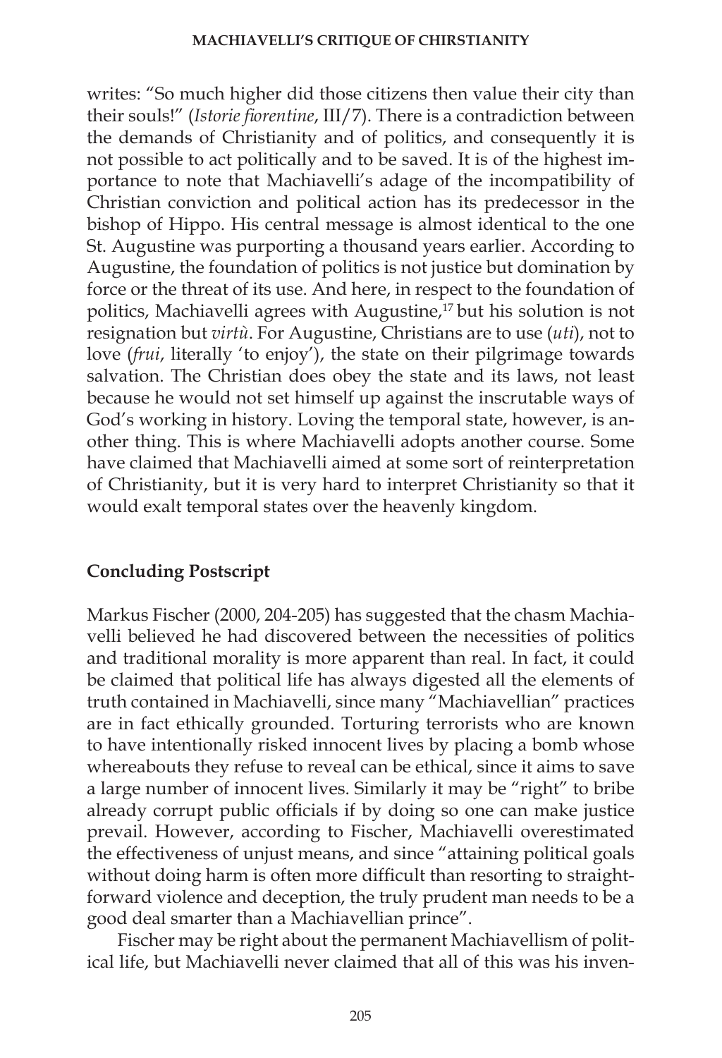writes: "So much higher did those citizens then value their city than their souls!" (*Istorie fiorentine*, III/7). There is a contradiction between the demands of Christianity and of politics, and consequently it is not possible to act politically and to be saved. It is of the highest importance to note that Machiavelli's adage of the incompatibility of Christian conviction and political action has its predecessor in the bishop of Hippo. His central message is almost identical to the one St. Augustine was purporting a thousand years earlier. According to Augustine, the foundation of politics is not justice but domination by force or the threat of its use. And here, in respect to the foundation of politics, Machiavelli agrees with Augustine,[17] but his solution is not resignation but *virtù*. For Augustine, Christians are to use (*uti*), not to love (*frui*, literally 'to enjoy'), the state on their pilgrimage towards salvation. The Christian does obey the state and its laws, not least because he would not set himself up against the inscrutable ways of God's working in history. Loving the temporal state, however, is another thing. This is where Machiavelli adopts another course. Some have claimed that Machiavelli aimed at some sort of reinterpretation of Christianity, but it is very hard to interpret Christianity so that it would exalt temporal states over the heavenly kingdom.

## Concluding Postscript

Markus Fischer (2000, 204-205) has suggested that the chasm Machiavelli believed he had discovered between the necessities of politics and traditional morality is more apparent than real. In fact, it could be claimed that political life has always digested all the elements of truth contained in Machiavelli, since many "Machiavellian" practices are in fact ethically grounded. Torturing terrorists who are known to have intentionally risked innocent lives by placing a bomb whose whereabouts they refuse to reveal can be ethical, since it aims to save a large number of innocent lives. Similarly it may be "right" to bribe already corrupt public officials if by doing so one can make justice prevail. However, according to Fischer, Machiavelli overestimated the effectiveness of unjust means, and since "attaining political goals without doing harm is often more difficult than resorting to straightforward violence and deception, the truly prudent man needs to be a good deal smarter than a Machiavellian prince".

Fischer may be right about the permanent Machiavellism of political life, but Machiavelli never claimed that all of this was his inven-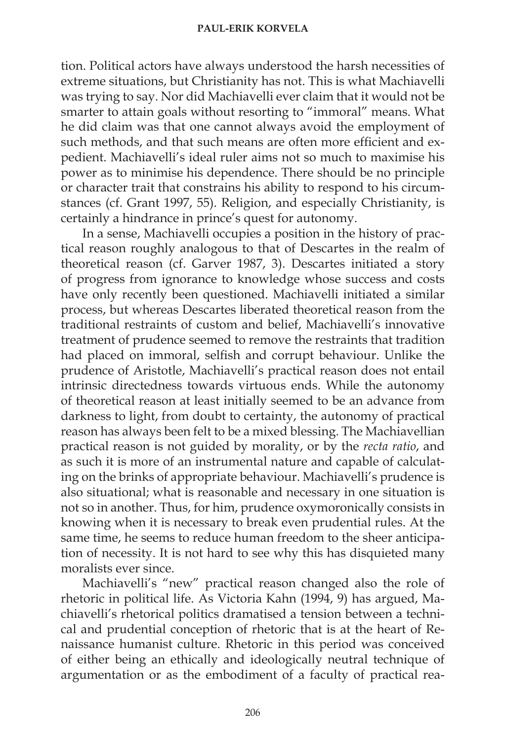tion. Political actors have always understood the harsh necessities of extreme situations, but Christianity has not. This is what Machiavelli was trying to say. Nor did Machiavelli ever claim that it would not be smarter to attain goals without resorting to "immoral" means. What he did claim was that one cannot always avoid the employment of such methods, and that such means are often more efficient and expedient. Machiavelli's ideal ruler aims not so much to maximise his power as to minimise his dependence. There should be no principle or character trait that constrains his ability to respond to his circumstances (cf. Grant 1997, 55). Religion, and especially Christianity, is certainly a hindrance in prince's quest for autonomy.

In a sense, Machiavelli occupies a position in the history of practical reason roughly analogous to that of Descartes in the realm of theoretical reason (cf. Garver 1987, 3). Descartes initiated a story of progress from ignorance to knowledge whose success and costs have only recently been questioned. Machiavelli initiated a similar process, but whereas Descartes liberated theoretical reason from the traditional restraints of custom and belief, Machiavelli's innovative treatment of prudence seemed to remove the restraints that tradition had placed on immoral, selfish and corrupt behaviour. Unlike the prudence of Aristotle, Machiavelli's practical reason does not entail intrinsic directedness towards virtuous ends. While the autonomy of theoretical reason at least initially seemed to be an advance from darkness to light, from doubt to certainty, the autonomy of practical reason has always been felt to be a mixed blessing. The Machiavellian practical reason is not guided by morality, or by the *recta ratio*, and as such it is more of an instrumental nature and capable of calculating on the brinks of appropriate behaviour. Machiavelli's prudence is also situational; what is reasonable and necessary in one situation is not so in another. Thus, for him, prudence oxymoronically consists in knowing when it is necessary to break even prudential rules. At the same time, he seems to reduce human freedom to the sheer anticipation of necessity. It is not hard to see why this has disquieted many moralists ever since.

Machiavelli's "new" practical reason changed also the role of rhetoric in political life. As Victoria Kahn (1994, 9) has argued, Machiavelli's rhetorical politics dramatised a tension between a technical and prudential conception of rhetoric that is at the heart of Renaissance humanist culture. Rhetoric in this period was conceived of either being an ethically and ideologically neutral technique of argumentation or as the embodiment of a faculty of practical rea-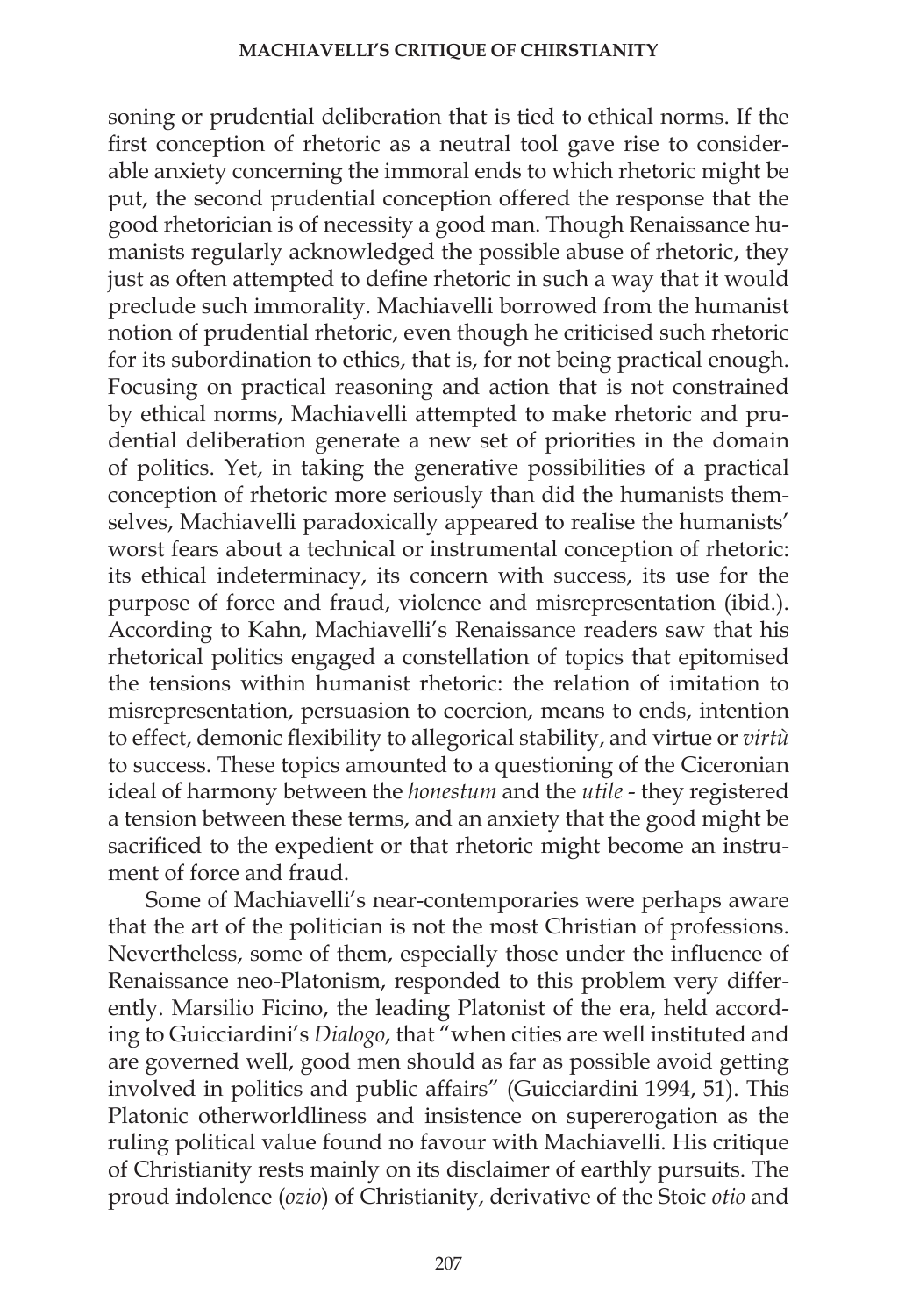soning or prudential deliberation that is tied to ethical norms. If the first conception of rhetoric as a neutral tool gave rise to considerable anxiety concerning the immoral ends to which rhetoric might be put, the second prudential conception offered the response that the good rhetorician is of necessity a good man. Though Renaissance humanists regularly acknowledged the possible abuse of rhetoric, they just as often attempted to define rhetoric in such a way that it would preclude such immorality. Machiavelli borrowed from the humanist notion of prudential rhetoric, even though he criticised such rhetoric for its subordination to ethics, that is, for not being practical enough. Focusing on practical reasoning and action that is not constrained by ethical norms, Machiavelli attempted to make rhetoric and prudential deliberation generate a new set of priorities in the domain of politics. Yet, in taking the generative possibilities of a practical conception of rhetoric more seriously than did the humanists themselves, Machiavelli paradoxically appeared to realise the humanists' worst fears about a technical or instrumental conception of rhetoric: its ethical indeterminacy, its concern with success, its use for the purpose of force and fraud, violence and misrepresentation (ibid.). According to Kahn, Machiavelli's Renaissance readers saw that his rhetorical politics engaged a constellation of topics that epitomised the tensions within humanist rhetoric: the relation of imitation to misrepresentation, persuasion to coercion, means to ends, intention to effect, demonic flexibility to allegorical stability, and virtue or *virtù* to success. These topics amounted to a questioning of the Ciceronian ideal of harmony between the *honestum* and the *utile* - they registered a tension between these terms, and an anxiety that the good might be sacrificed to the expedient or that rhetoric might become an instrument of force and fraud.

Some of Machiavelli's near-contemporaries were perhaps aware that the art of the politician is not the most Christian of professions. Nevertheless, some of them, especially those under the influence of Renaissance neo-Platonism, responded to this problem very differently. Marsilio Ficino, the leading Platonist of the era, held according to Guicciardini's *Dialogo*, that "when cities are well instituted and are governed well, good men should as far as possible avoid getting involved in politics and public affairs" (Guicciardini 1994, 51). This Platonic otherworldliness and insistence on supererogation as the ruling political value found no favour with Machiavelli. His critique of Christianity rests mainly on its disclaimer of earthly pursuits. The proud indolence (*ozio*) of Christianity, derivative of the Stoic *otio* and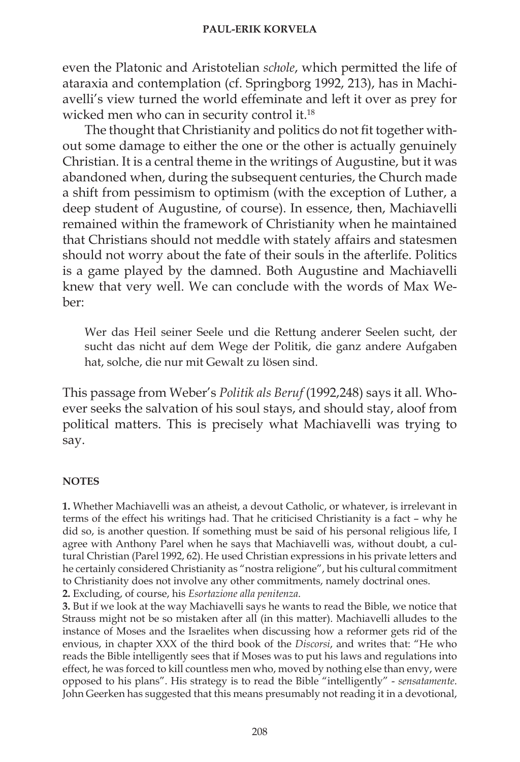even the Platonic and Aristotelian *schole*, which permitted the life of ataraxia and contemplation (cf. Springborg 1992, 213), has in Machiavelli's view turned the world effeminate and left it over as prey for wicked men who can in security control it.[18]

The thought that Christianity and politics do not fit together without some damage to either the one or the other is actually genuinely Christian. It is a central theme in the writings of Augustine, but it was abandoned when, during the subsequent centuries, the Church made a shift from pessimism to optimism (with the exception of Luther, a deep student of Augustine, of course). In essence, then, Machiavelli remained within the framework of Christianity when he maintained that Christians should not meddle with stately affairs and statesmen should not worry about the fate of their souls in the afterlife. Politics is a game played by the damned. Both Augustine and Machiavelli knew that very well. We can conclude with the words of Max Weber:

> Wer das Heil seiner Seele und die Rettung anderer Seelen sucht, der sucht das nicht auf dem Wege der Politik, die ganz andere Aufgaben hat, solche, die nur mit Gewalt zu lösen sind.

This passage from Weber's *Politik als Beruf* (1992,248) says it all. Whoever seeks the salvation of his soul stays, and should stay, aloof from political matters. This is precisely what Machiavelli was trying to say.

## NOTES

**1.** Whether Machiavelli was an atheist, a devout Catholic, or whatever, is irrelevant in terms of the effect his writings had. That he criticised Christianity is a fact – why he did so, is another question. If something must be said of his personal religious life, I agree with Anthony Parel when he says that Machiavelli was, without doubt, a cultural Christian (Parel 1992, 62). He used Christian expressions in his private letters and he certainly considered Christianity as "nostra religione", but his cultural commitment to Christianity does not involve any other commitments, namely doctrinal ones.

**2.** Excluding, of course, his *Esortazione alla penitenza*.

**3.** But if we look at the way Machiavelli says he wants to read the Bible, we notice that Strauss might not be so mistaken after all (in this matter). Machiavelli alludes to the instance of Moses and the Israelites when discussing how a reformer gets rid of the envious, in chapter XXX of the third book of the *Discorsi*, and writes that: "He who reads the Bible intelligently sees that if Moses was to put his laws and regulations into effect, he was forced to kill countless men who, moved by nothing else than envy, were opposed to his plans". His strategy is to read the Bible "intelligently" - *sensatamente*. John Geerken has suggested that this means presumably not reading it in a devotional,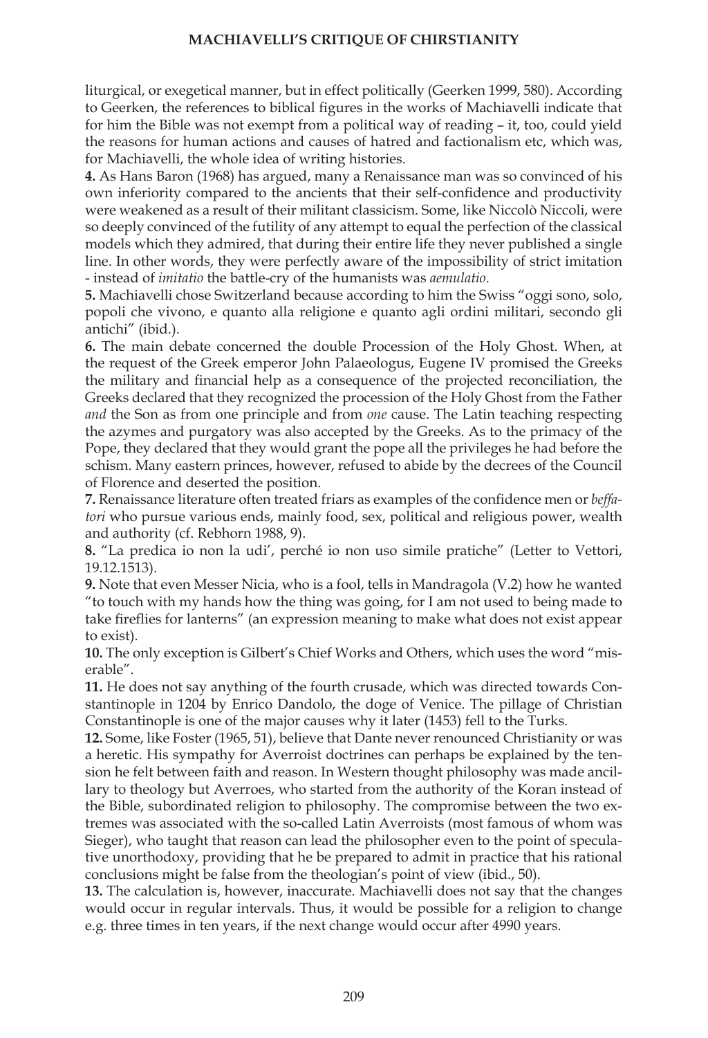liturgical, or exegetical manner, but in effect politically (Geerken 1999, 580). According to Geerken, the references to biblical figures in the works of Machiavelli indicate that for him the Bible was not exempt from a political way of reading – it, too, could yield the reasons for human actions and causes of hatred and factionalism etc, which was, for Machiavelli, the whole idea of writing histories.

**4.** As Hans Baron (1968) has argued, many a Renaissance man was so convinced of his own inferiority compared to the ancients that their self-confidence and productivity were weakened as a result of their militant classicism. Some, like Niccolò Niccoli, were so deeply convinced of the futility of any attempt to equal the perfection of the classical models which they admired, that during their entire life they never published a single line. In other words, they were perfectly aware of the impossibility of strict imitation - instead of *imitatio* the battle-cry of the humanists was *aemulatio*.

**5.** Machiavelli chose Switzerland because according to him the Swiss "oggi sono, solo, popoli che vivono, e quanto alla religione e quanto agli ordini militari, secondo gli antichi" (ibid.).

**6.** The main debate concerned the double Procession of the Holy Ghost. When, at the request of the Greek emperor John Palaeologus, Eugene IV promised the Greeks the military and financial help as a consequence of the projected reconciliation, the Greeks declared that they recognized the procession of the Holy Ghost from the Father *and* the Son as from one principle and from *one* cause. The Latin teaching respecting the azymes and purgatory was also accepted by the Greeks. As to the primacy of the Pope, they declared that they would grant the pope all the privileges he had before the schism. Many eastern princes, however, refused to abide by the decrees of the Council of Florence and deserted the position.

**7.** Renaissance literature often treated friars as examples of the confidence men or *beffatori* who pursue various ends, mainly food, sex, political and religious power, wealth and authority (cf. Rebhorn 1988, 9).

**8.** "La predica io non la udi', perché io non uso simile pratiche" (Letter to Vettori, 19.12.1513).

**9.** Note that even Messer Nicia, who is a fool, tells in Mandragola (V.2) how he wanted "to touch with my hands how the thing was going, for I am not used to being made to take fireflies for lanterns" (an expression meaning to make what does not exist appear to exist).

**10.** The only exception is Gilbert's Chief Works and Others, which uses the word "miserable".

**11.** He does not say anything of the fourth crusade, which was directed towards Constantinople in 1204 by Enrico Dandolo, the doge of Venice. The pillage of Christian Constantinople is one of the major causes why it later (1453) fell to the Turks.

**12.** Some, like Foster (1965, 51), believe that Dante never renounced Christianity or was a heretic. His sympathy for Averroist doctrines can perhaps be explained by the tension he felt between faith and reason. In Western thought philosophy was made ancillary to theology but Averroes, who started from the authority of the Koran instead of the Bible, subordinated religion to philosophy. The compromise between the two extremes was associated with the so-called Latin Averroists (most famous of whom was Sieger), who taught that reason can lead the philosopher even to the point of speculative unorthodoxy, providing that he be prepared to admit in practice that his rational conclusions might be false from the theologian's point of view (ibid., 50).

**13.** The calculation is, however, inaccurate. Machiavelli does not say that the changes would occur in regular intervals. Thus, it would be possible for a religion to change e.g. three times in ten years, if the next change would occur after 4990 years.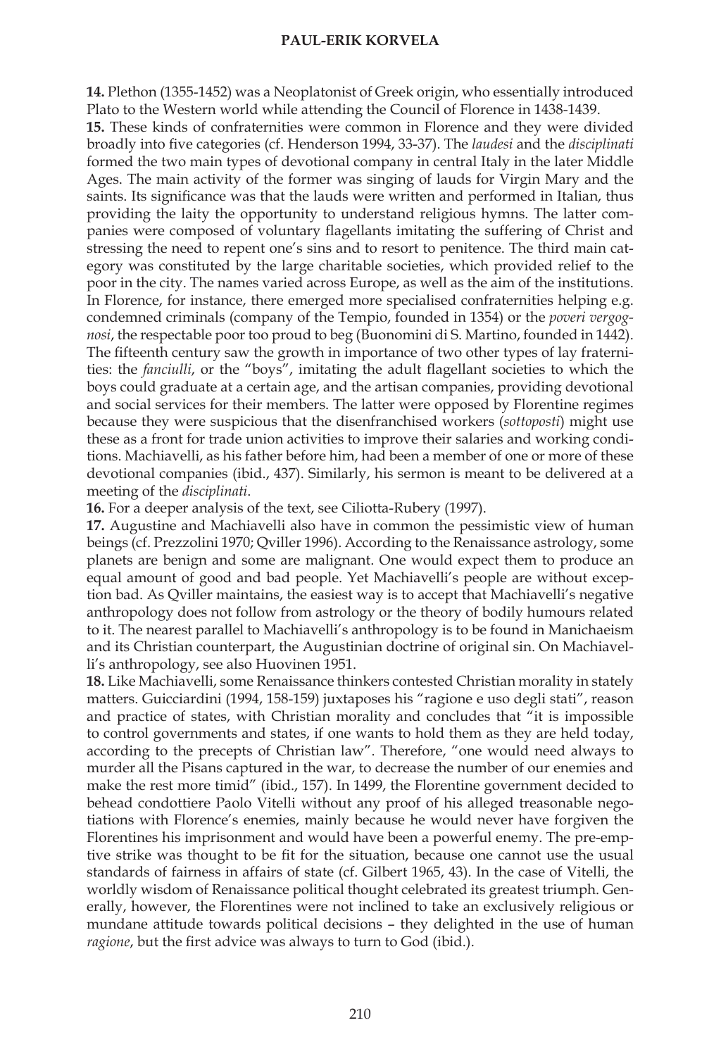**14.** Plethon (1355-1452) was a Neoplatonist of Greek origin, who essentially introduced Plato to the Western world while attending the Council of Florence in 1438-1439.

**15.** These kinds of confraternities were common in Florence and they were divided broadly into five categories (cf. Henderson 1994, 33-37). The *laudesi* and the *disciplinati* formed the two main types of devotional company in central Italy in the later Middle Ages. The main activity of the former was singing of lauds for Virgin Mary and the saints. Its significance was that the lauds were written and performed in Italian, thus providing the laity the opportunity to understand religious hymns. The latter companies were composed of voluntary flagellants imitating the suffering of Christ and stressing the need to repent one's sins and to resort to penitence. The third main category was constituted by the large charitable societies, which provided relief to the poor in the city. The names varied across Europe, as well as the aim of the institutions. In Florence, for instance, there emerged more specialised confraternities helping e.g. condemned criminals (company of the Tempio, founded in 1354) or the *poveri vergognosi*, the respectable poor too proud to beg (Buonomini di S. Martino, founded in 1442). The fifteenth century saw the growth in importance of two other types of lay fraternities: the *fanciulli*, or the "boys", imitating the adult flagellant societies to which the boys could graduate at a certain age, and the artisan companies, providing devotional and social services for their members. The latter were opposed by Florentine regimes because they were suspicious that the disenfranchised workers (*sottoposti*) might use these as a front for trade union activities to improve their salaries and working conditions. Machiavelli, as his father before him, had been a member of one or more of these devotional companies (ibid., 437). Similarly, his sermon is meant to be delivered at a meeting of the *disciplinati*.

**16.** For a deeper analysis of the text, see Ciliotta-Rubery (1997).

**17.** Augustine and Machiavelli also have in common the pessimistic view of human beings (cf. Prezzolini 1970; Qviller 1996). According to the Renaissance astrology, some planets are benign and some are malignant. One would expect them to produce an equal amount of good and bad people. Yet Machiavelli's people are without exception bad. As Qviller maintains, the easiest way is to accept that Machiavelli's negative anthropology does not follow from astrology or the theory of bodily humours related to it. The nearest parallel to Machiavelli's anthropology is to be found in Manichaeism and its Christian counterpart, the Augustinian doctrine of original sin. On Machiavelli's anthropology, see also Huovinen 1951.

**18.** Like Machiavelli, some Renaissance thinkers contested Christian morality in stately matters. Guicciardini (1994, 158-159) juxtaposes his "ragione e uso degli stati", reason and practice of states, with Christian morality and concludes that "it is impossible to control governments and states, if one wants to hold them as they are held today, according to the precepts of Christian law". Therefore, "one would need always to murder all the Pisans captured in the war, to decrease the number of our enemies and make the rest more timid" (ibid., 157). In 1499, the Florentine government decided to behead condottiere Paolo Vitelli without any proof of his alleged treasonable negotiations with Florence's enemies, mainly because he would never have forgiven the Florentines his imprisonment and would have been a powerful enemy. The pre-emptive strike was thought to be fit for the situation, because one cannot use the usual standards of fairness in affairs of state (cf. Gilbert 1965, 43). In the case of Vitelli, the worldly wisdom of Renaissance political thought celebrated its greatest triumph. Generally, however, the Florentines were not inclined to take an exclusively religious or mundane attitude towards political decisions – they delighted in the use of human *ragione*, but the first advice was always to turn to God (ibid.).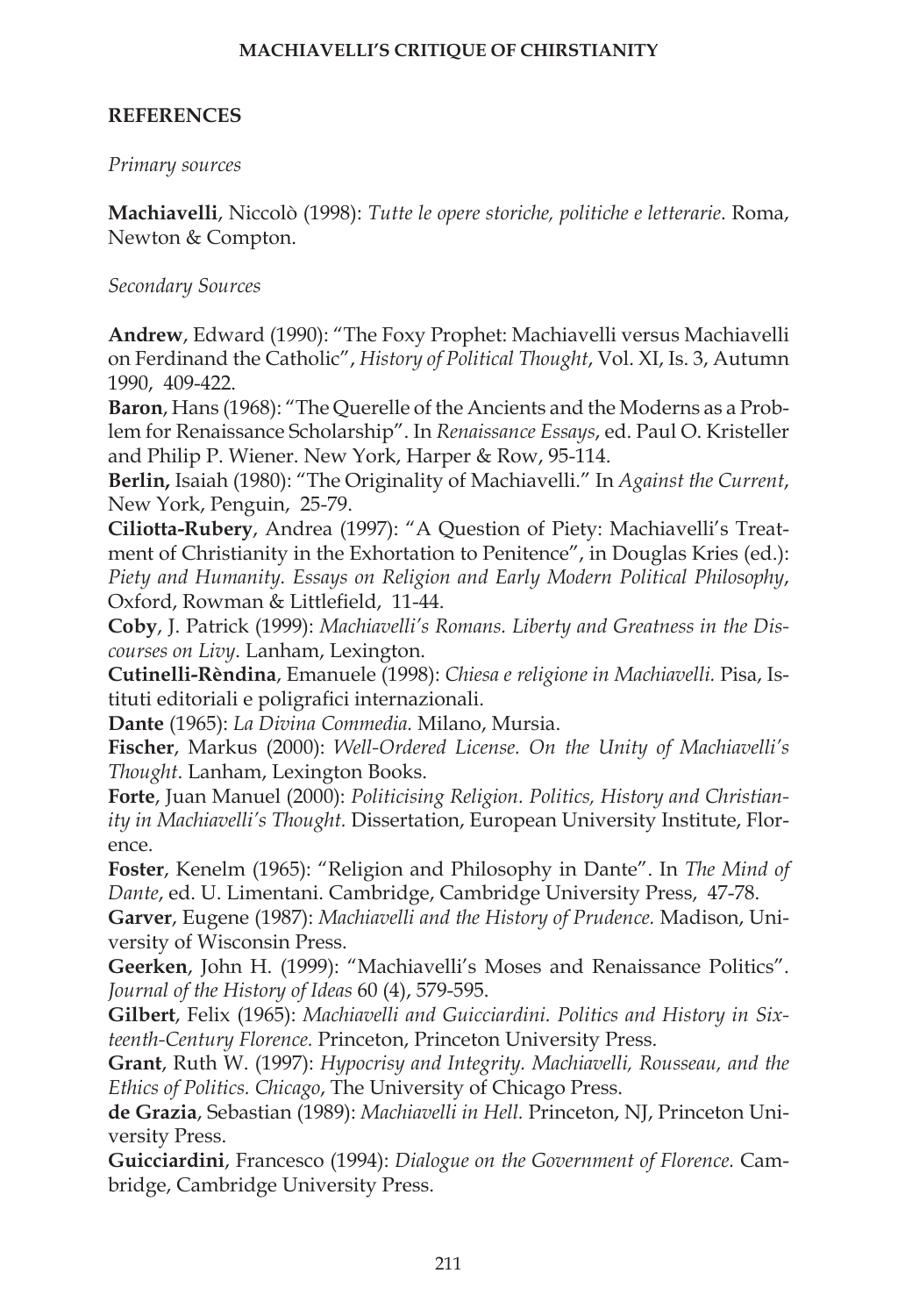## REFERENCES

*Primary sources*

**Machiavelli**, Niccolò (1998): *Tutte le opere storiche, politiche e letterarie*. Roma, Newton & Compton.

*Secondary Sources*

**Andrew**, Edward (1990): "The Foxy Prophet: Machiavelli versus Machiavelli on Ferdinand the Catholic", *History of Political Thought*, Vol. XI, Is. 3, Autumn 1990, 409-422.

**Baron**, Hans (1968): "The Querelle of the Ancients and the Moderns as a Problem for Renaissance Scholarship". In *Renaissance Essays*, ed. Paul O. Kristeller and Philip P. Wiener. New York, Harper & Row, 95-114.

**Berlin,** Isaiah (1980): "The Originality of Machiavelli." In *Against the Current*, New York, Penguin, 25-79.

**Ciliotta-Rubery**, Andrea (1997): "A Question of Piety: Machiavelli's Treatment of Christianity in the Exhortation to Penitence", in Douglas Kries (ed.): *Piety and Humanity. Essays on Religion and Early Modern Political Philosophy*, Oxford, Rowman & Littlefield, 11-44.

**Coby**, J. Patrick (1999): *Machiavelli's Romans. Liberty and Greatness in the Discourses on Livy*. Lanham, Lexington.

**Cutinelli-Rèndina**, Emanuele (1998): *Chiesa e religione in Machiavelli.* Pisa, Istituti editoriali e poligrafici internazionali.

**Dante** (1965): *La Divina Commedia.* Milano, Mursia.

**Fischer**, Markus (2000): *Well-Ordered License. On the Unity of Machiavelli's Thought*. Lanham, Lexington Books.

**Forte**, Juan Manuel (2000): *Politicising Religion. Politics, History and Christianity in Machiavelli's Thought.* Dissertation, European University Institute, Florence.

**Foster**, Kenelm (1965): "Religion and Philosophy in Dante". In *The Mind of Dante*, ed. U. Limentani. Cambridge, Cambridge University Press, 47-78.

**Garver**, Eugene (1987): *Machiavelli and the History of Prudence.* Madison, University of Wisconsin Press.

**Geerken**, John H. (1999): "Machiavelli's Moses and Renaissance Politics". *Journal of the History of Ideas* 60 (4), 579-595.

**Gilbert**, Felix (1965): *Machiavelli and Guicciardini. Politics and History in Sixteenth-Century Florence.* Princeton, Princeton University Press.

**Grant**, Ruth W. (1997): *Hypocrisy and Integrity. Machiavelli, Rousseau, and the Ethics of Politics. Chicago*, The University of Chicago Press.

**de Grazia**, Sebastian (1989): *Machiavelli in Hell.* Princeton, NJ, Princeton University Press.

**Guicciardini**, Francesco (1994): *Dialogue on the Government of Florence.* Cambridge, Cambridge University Press.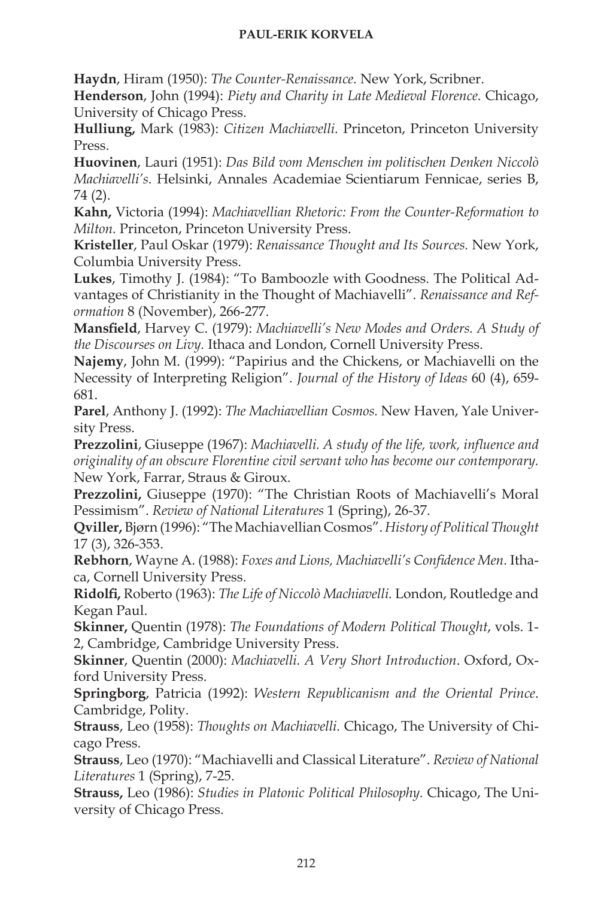**Haydn**, Hiram (1950): *The Counter-Renaissance.* New York, Scribner.

**Henderson**, John (1994): *Piety and Charity in Late Medieval Florence.* Chicago, University of Chicago Press.

**Hulliung,** Mark (1983): *Citizen Machiavelli.* Princeton, Princeton University Press.

**Huovinen**, Lauri (1951): *Das Bild vom Menschen im politischen Denken Niccolò Machiavelli's*. Helsinki, Annales Academiae Scientiarum Fennicae, series B, 74 (2).

**Kahn,** Victoria (1994): *Machiavellian Rhetoric: From the Counter-Reformation to Milton.* Princeton, Princeton University Press.

**Kristeller**, Paul Oskar (1979): *Renaissance Thought and Its Sources.* New York, Columbia University Press.

**Lukes**, Timothy J. (1984): "To Bamboozle with Goodness. The Political Advantages of Christianity in the Thought of Machiavelli". *Renaissance and Reformation* 8 (November), 266-277.

**Mansfield**, Harvey C. (1979): *Machiavelli's New Modes and Orders. A Study of the Discourses on Livy.* Ithaca and London, Cornell University Press.

**Najemy**, John M. (1999): "Papirius and the Chickens, or Machiavelli on the Necessity of Interpreting Religion". *Journal of the History of Ideas* 60 (4), 659-681.

**Parel**, Anthony J. (1992): *The Machiavellian Cosmos.* New Haven, Yale University Press.

**Prezzolini**, Giuseppe (1967): *Machiavelli. A study of the life, work, influence and originality of an obscure Florentine civil servant who has become our contemporary.* New York, Farrar, Straus & Giroux.

**Prezzolini,** Giuseppe (1970): "The Christian Roots of Machiavelli's Moral Pessimism". *Review of National Literatures* 1 (Spring), 26-37.

**Qviller,** Bjørn (1996): "The Machiavellian Cosmos". *History of Political Thought* 17 (3), 326-353.

**Rebhorn**, Wayne A. (1988): *Foxes and Lions, Machiavelli's Confidence Men.* Ithaca, Cornell University Press.

**Ridolfi,** Roberto (1963): *The Life of Niccolò Machiavelli.* London, Routledge and Kegan Paul.

**Skinner,** Quentin (1978): *The Foundations of Modern Political Thought*, vols. 1-2, Cambridge, Cambridge University Press.

**Skinner**, Quentin (2000): *Machiavelli. A Very Short Introduction*. Oxford, Oxford University Press.

**Springborg**, Patricia (1992): *Western Republicanism and the Oriental Prince*. Cambridge, Polity.

**Strauss**, Leo (1958): *Thoughts on Machiavelli.* Chicago, The University of Chicago Press.

**Strauss**, Leo (1970): "Machiavelli and Classical Literature". *Review of National Literatures* 1 (Spring), 7-25.

**Strauss,** Leo (1986): *Studies in Platonic Political Philosophy.* Chicago, The University of Chicago Press.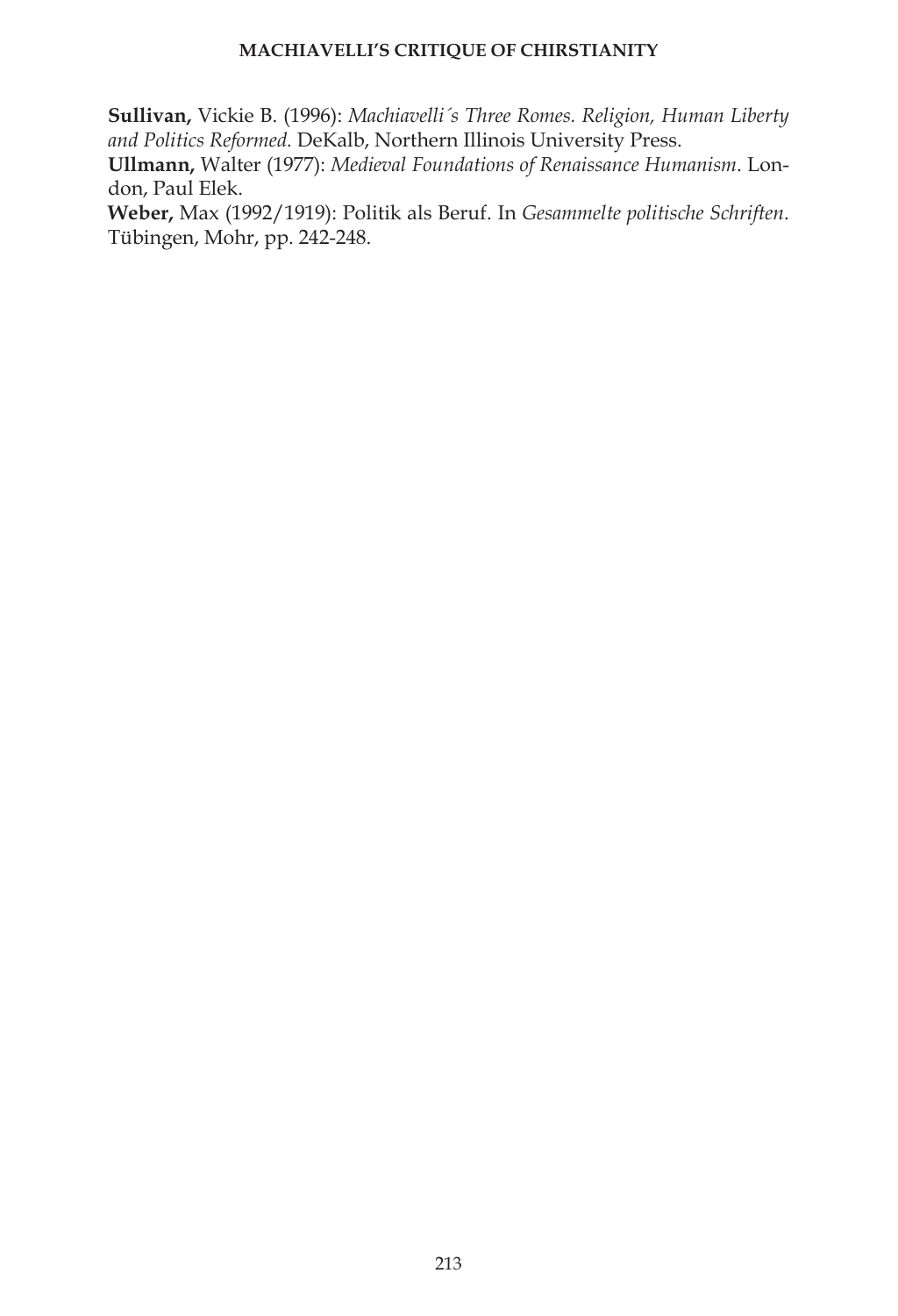**Sullivan,** Vickie B. (1996): *Machiavelli´s Three Romes. Religion, Human Liberty and Politics Reformed.* DeKalb, Northern Illinois University Press.

**Ullmann,** Walter (1977): *Medieval Foundations of Renaissance Humanism*. London, Paul Elek.

**Weber,** Max (1992/1919): Politik als Beruf. In *Gesammelte politische Schriften*. Tübingen, Mohr, pp. 242-248.